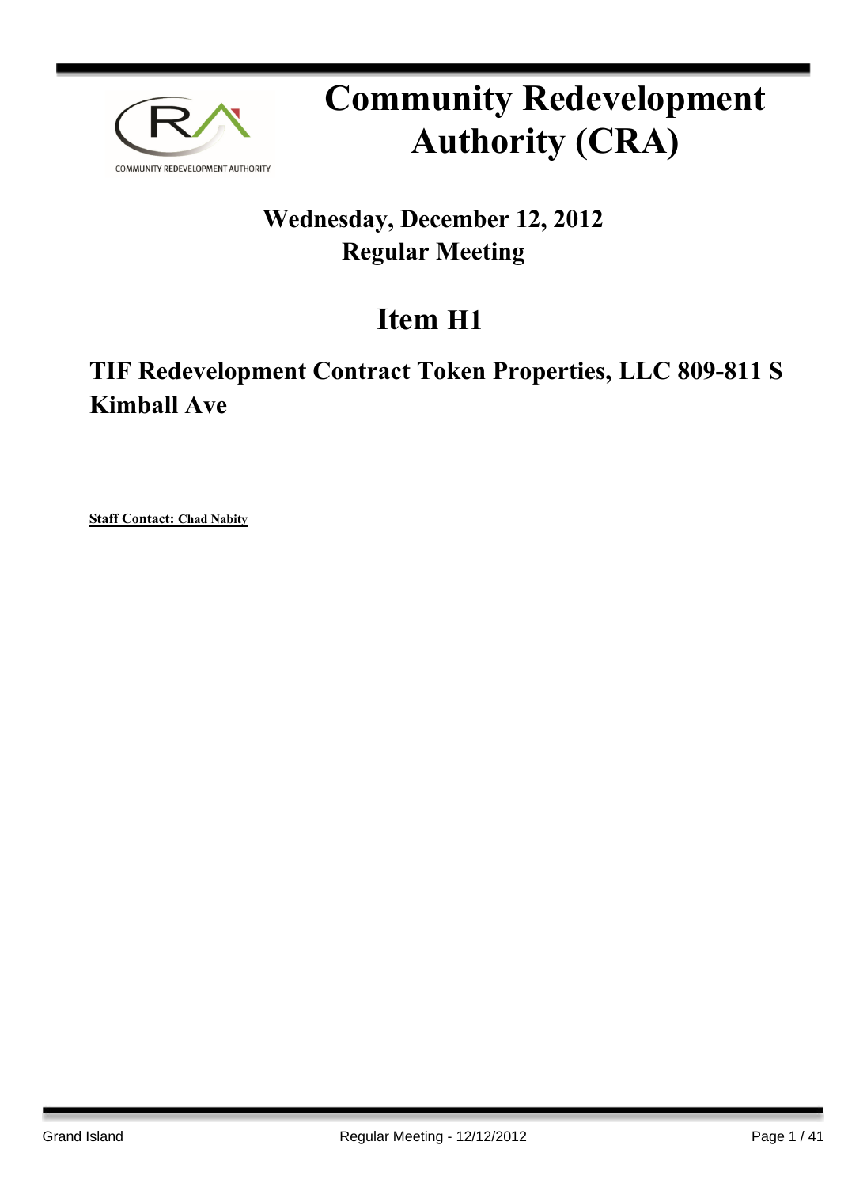# Community Redevelopment Authority (CRA)

## Wednesday, December 12, 2012
## Regular Meeting

# Item H1

## TIF Redevelopment Contract Token Properties, LLC 809-811 S Kimball Ave

**Staff Contact: Chad Nabity**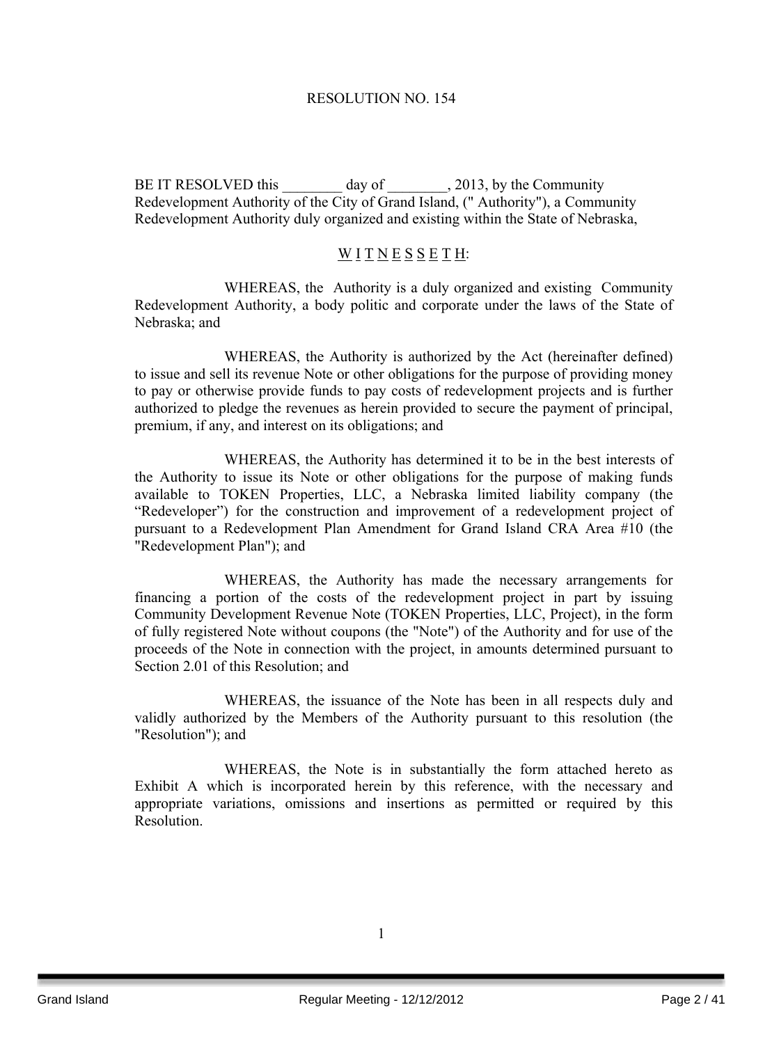RESOLUTION NO. 154

BE IT RESOLVED this ________ day of ________, 2013, by the Community Redevelopment Authority of the City of Grand Island, (" Authority"), a Community Redevelopment Authority duly organized and existing within the State of Nebraska,

W I T N E S S E T H:

WHEREAS, the Authority is a duly organized and existing Community Redevelopment Authority, a body politic and corporate under the laws of the State of Nebraska; and

WHEREAS, the Authority is authorized by the Act (hereinafter defined) to issue and sell its revenue Note or other obligations for the purpose of providing money to pay or otherwise provide funds to pay costs of redevelopment projects and is further authorized to pledge the revenues as herein provided to secure the payment of principal, premium, if any, and interest on its obligations; and

WHEREAS, the Authority has determined it to be in the best interests of the Authority to issue its Note or other obligations for the purpose of making funds available to TOKEN Properties, LLC, a Nebraska limited liability company (the "Redeveloper") for the construction and improvement of a redevelopment project of pursuant to a Redevelopment Plan Amendment for Grand Island CRA Area #10 (the "Redevelopment Plan"); and

WHEREAS, the Authority has made the necessary arrangements for financing a portion of the costs of the redevelopment project in part by issuing Community Development Revenue Note (TOKEN Properties, LLC, Project), in the form of fully registered Note without coupons (the "Note") of the Authority and for use of the proceeds of the Note in connection with the project, in amounts determined pursuant to Section 2.01 of this Resolution; and

WHEREAS, the issuance of the Note has been in all respects duly and validly authorized by the Members of the Authority pursuant to this resolution (the "Resolution"); and

WHEREAS, the Note is in substantially the form attached hereto as Exhibit A which is incorporated herein by this reference, with the necessary and appropriate variations, omissions and insertions as permitted or required by this Resolution.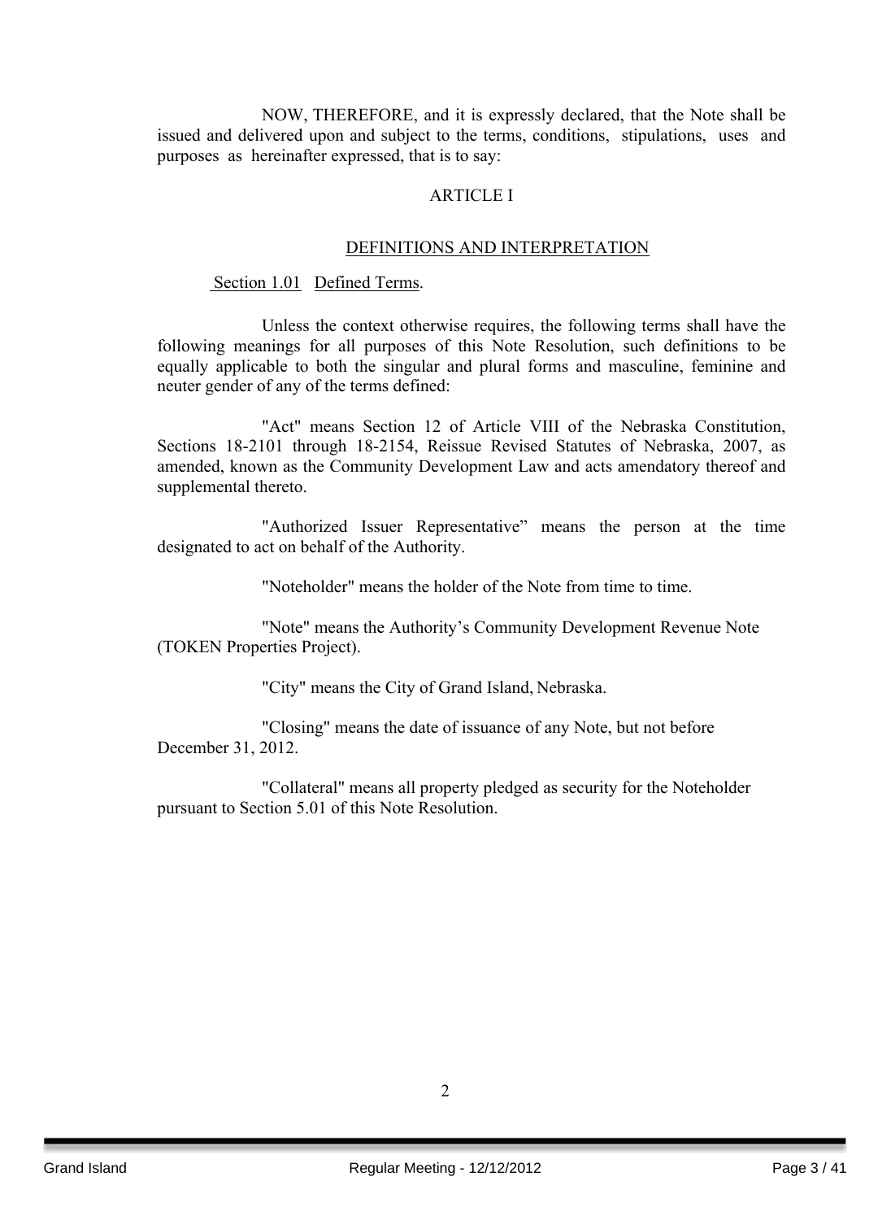NOW, THEREFORE, and it is expressly declared, that the Note shall be issued and delivered upon and subject to the terms, conditions, stipulations, uses and purposes as hereinafter expressed, that is to say:

## ARTICLE I

## DEFINITIONS AND INTERPRETATION

Section 1.01 Defined Terms.

Unless the context otherwise requires, the following terms shall have the following meanings for all purposes of this Note Resolution, such definitions to be equally applicable to both the singular and plural forms and masculine, feminine and neuter gender of any of the terms defined:

"Act" means Section 12 of Article VIII of the Nebraska Constitution, Sections 18-2101 through 18-2154, Reissue Revised Statutes of Nebraska, 2007, as amended, known as the Community Development Law and acts amendatory thereof and supplemental thereto.

"Authorized Issuer Representative" means the person at the time designated to act on behalf of the Authority.

"Noteholder" means the holder of the Note from time to time.

"Note" means the Authority's Community Development Revenue Note (TOKEN Properties Project).

"City" means the City of Grand Island, Nebraska.

"Closing" means the date of issuance of any Note, but not before December 31, 2012.

"Collateral" means all property pledged as security for the Noteholder pursuant to Section 5.01 of this Note Resolution.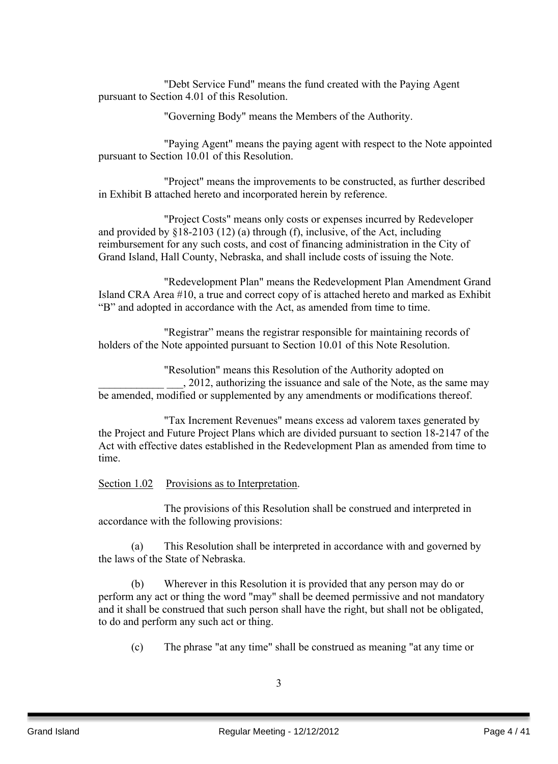"Debt Service Fund" means the fund created with the Paying Agent pursuant to Section 4.01 of this Resolution.

"Governing Body" means the Members of the Authority.

"Paying Agent" means the paying agent with respect to the Note appointed pursuant to Section 10.01 of this Resolution.

"Project" means the improvements to be constructed, as further described in Exhibit B attached hereto and incorporated herein by reference.

"Project Costs" means only costs or expenses incurred by Redeveloper and provided by §18-2103 (12) (a) through (f), inclusive, of the Act, including reimbursement for any such costs, and cost of financing administration in the City of Grand Island, Hall County, Nebraska, and shall include costs of issuing the Note.

"Redevelopment Plan" means the Redevelopment Plan Amendment Grand Island CRA Area #10, a true and correct copy of is attached hereto and marked as Exhibit "B" and adopted in accordance with the Act, as amended from time to time.

"Registrar" means the registrar responsible for maintaining records of holders of the Note appointed pursuant to Section 10.01 of this Note Resolution.

"Resolution" means this Resolution of the Authority adopted on ____________ ___, 2012, authorizing the issuance and sale of the Note, as the same may be amended, modified or supplemented by any amendments or modifications thereof.

"Tax Increment Revenues" means excess ad valorem taxes generated by the Project and Future Project Plans which are divided pursuant to section 18-2147 of the Act with effective dates established in the Redevelopment Plan as amended from time to time.

Section 1.02 Provisions as to Interpretation.

The provisions of this Resolution shall be construed and interpreted in accordance with the following provisions:

(a) This Resolution shall be interpreted in accordance with and governed by the laws of the State of Nebraska.

(b) Wherever in this Resolution it is provided that any person may do or perform any act or thing the word "may" shall be deemed permissive and not mandatory and it shall be construed that such person shall have the right, but shall not be obligated, to do and perform any such act or thing.

(c) The phrase "at any time" shall be construed as meaning "at any time or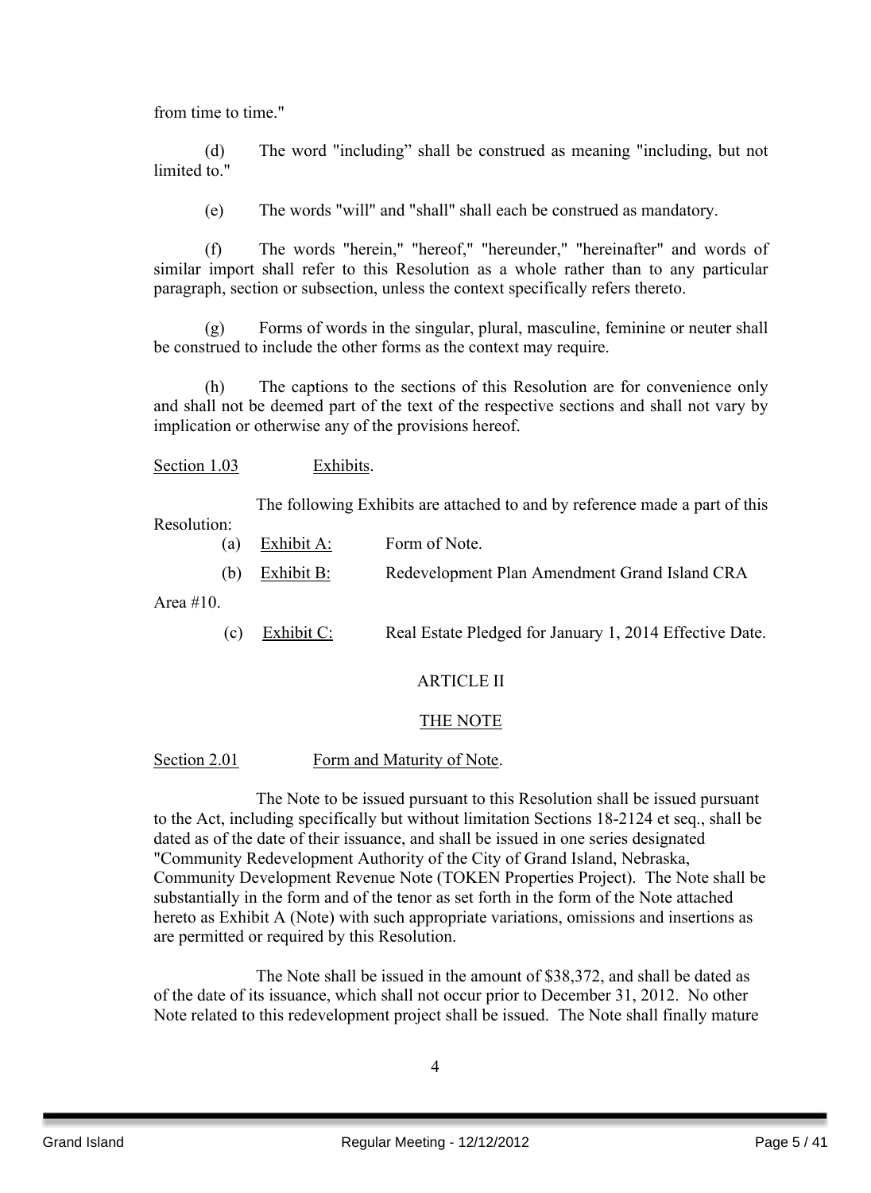from time to time."

(d) The word "including” shall be construed as meaning "including, but not limited to."

(e) The words "will" and "shall" shall each be construed as mandatory.

(f) The words "herein," "hereof," "hereunder," "hereinafter" and words of similar import shall refer to this Resolution as a whole rather than to any particular paragraph, section or subsection, unless the context specifically refers thereto.

(g) Forms of words in the singular, plural, masculine, feminine or neuter shall be construed to include the other forms as the context may require.

(h) The captions to the sections of this Resolution are for convenience only and shall not be deemed part of the text of the respective sections and shall not vary by implication or otherwise any of the provisions hereof.

Section 1.03 Exhibits.

The following Exhibits are attached to and by reference made a part of this Resolution:

(a) Exhibit A: Form of Note.

(b) Exhibit B: Redevelopment Plan Amendment Grand Island CRA Area #10.

(c) Exhibit C: Real Estate Pledged for January 1, 2014 Effective Date.

ARTICLE II

THE NOTE

Section 2.01 Form and Maturity of Note.

The Note to be issued pursuant to this Resolution shall be issued pursuant to the Act, including specifically but without limitation Sections 18-2124 et seq., shall be dated as of the date of their issuance, and shall be issued in one series designated "Community Redevelopment Authority of the City of Grand Island, Nebraska, Community Development Revenue Note (TOKEN Properties Project). The Note shall be substantially in the form and of the tenor as set forth in the form of the Note attached hereto as Exhibit A (Note) with such appropriate variations, omissions and insertions as are permitted or required by this Resolution.

The Note shall be issued in the amount of $38,372, and shall be dated as of the date of its issuance, which shall not occur prior to December 31, 2012. No other Note related to this redevelopment project shall be issued. The Note shall finally mature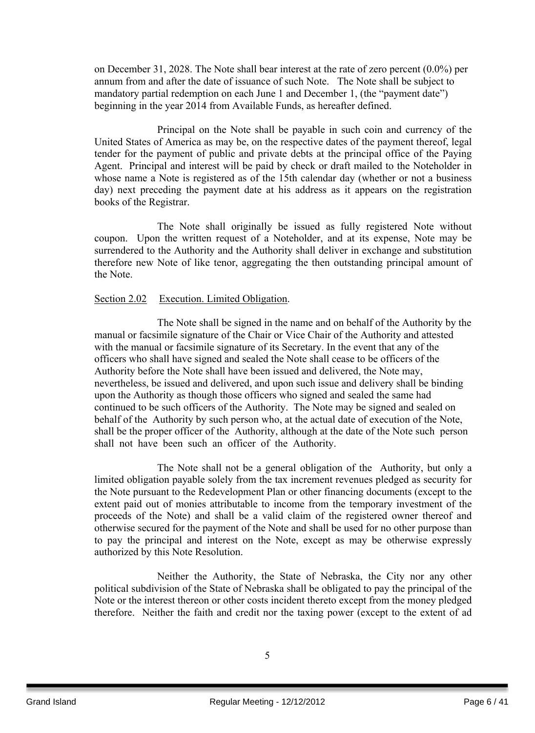on December 31, 2028. The Note shall bear interest at the rate of zero percent (0.0%) per annum from and after the date of issuance of such Note. The Note shall be subject to mandatory partial redemption on each June 1 and December 1, (the "payment date") beginning in the year 2014 from Available Funds, as hereafter defined.

Principal on the Note shall be payable in such coin and currency of the United States of America as may be, on the respective dates of the payment thereof, legal tender for the payment of public and private debts at the principal office of the Paying Agent. Principal and interest will be paid by check or draft mailed to the Noteholder in whose name a Note is registered as of the 15th calendar day (whether or not a business day) next preceding the payment date at his address as it appears on the registration books of the Registrar.

The Note shall originally be issued as fully registered Note without coupon. Upon the written request of a Noteholder, and at its expense, Note may be surrendered to the Authority and the Authority shall deliver in exchange and substitution therefore new Note of like tenor, aggregating the then outstanding principal amount of the Note.

Section 2.02 Execution. Limited Obligation.

The Note shall be signed in the name and on behalf of the Authority by the manual or facsimile signature of the Chair or Vice Chair of the Authority and attested with the manual or facsimile signature of its Secretary. In the event that any of the officers who shall have signed and sealed the Note shall cease to be officers of the Authority before the Note shall have been issued and delivered, the Note may, nevertheless, be issued and delivered, and upon such issue and delivery shall be binding upon the Authority as though those officers who signed and sealed the same had continued to be such officers of the Authority. The Note may be signed and sealed on behalf of the Authority by such person who, at the actual date of execution of the Note, shall be the proper officer of the Authority, although at the date of the Note such person shall not have been such an officer of the Authority.

The Note shall not be a general obligation of the Authority, but only a limited obligation payable solely from the tax increment revenues pledged as security for the Note pursuant to the Redevelopment Plan or other financing documents (except to the extent paid out of monies attributable to income from the temporary investment of the proceeds of the Note) and shall be a valid claim of the registered owner thereof and otherwise secured for the payment of the Note and shall be used for no other purpose than to pay the principal and interest on the Note, except as may be otherwise expressly authorized by this Note Resolution.

Neither the Authority, the State of Nebraska, the City nor any other political subdivision of the State of Nebraska shall be obligated to pay the principal of the Note or the interest thereon or other costs incident thereto except from the money pledged therefore. Neither the faith and credit nor the taxing power (except to the extent of ad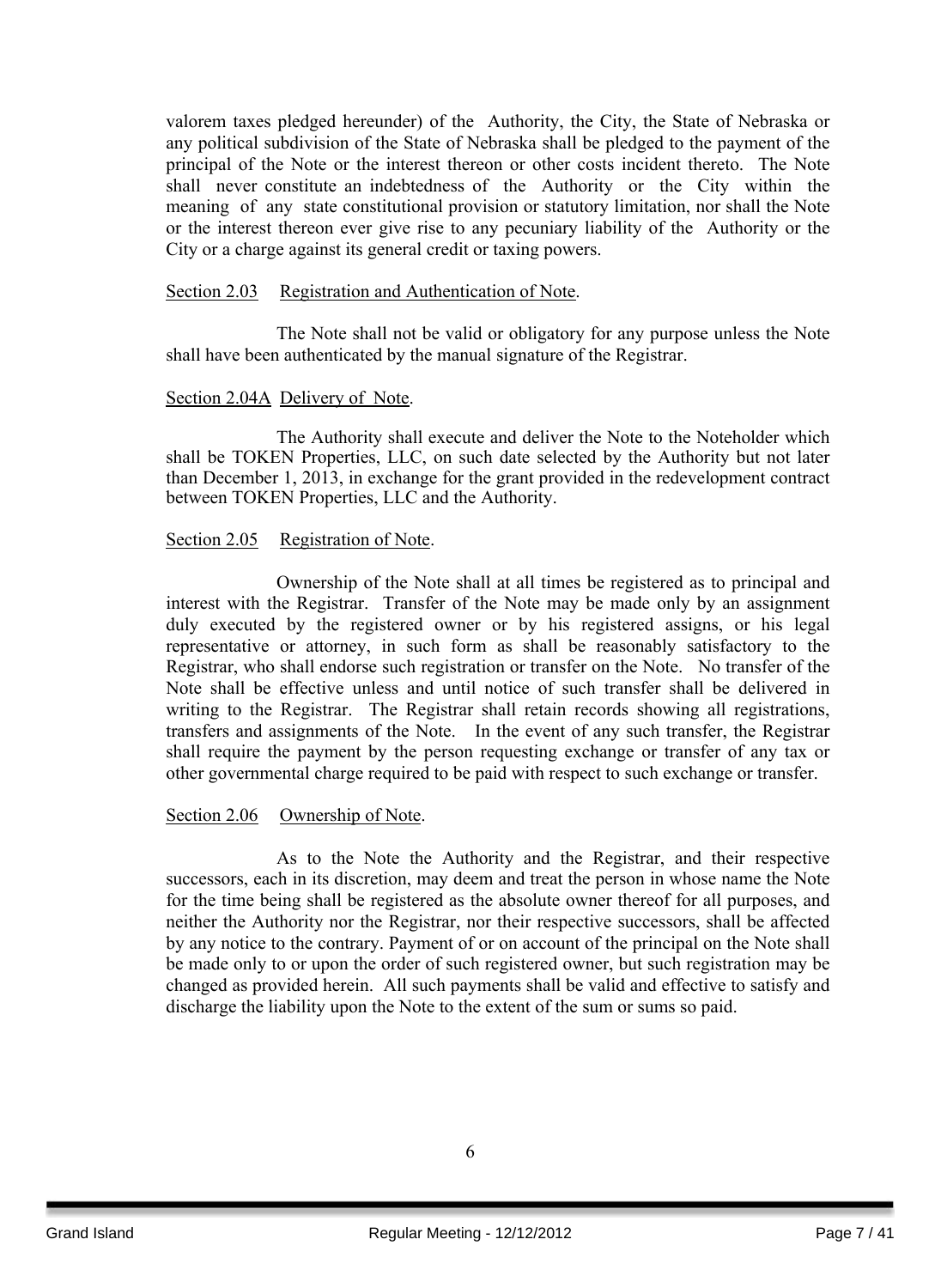valorem taxes pledged hereunder) of the Authority, the City, the State of Nebraska or any political subdivision of the State of Nebraska shall be pledged to the payment of the principal of the Note or the interest thereon or other costs incident thereto. The Note shall never constitute an indebtedness of the Authority or the City within the meaning of any state constitutional provision or statutory limitation, nor shall the Note or the interest thereon ever give rise to any pecuniary liability of the Authority or the City or a charge against its general credit or taxing powers.

Section 2.03 Registration and Authentication of Note.

The Note shall not be valid or obligatory for any purpose unless the Note shall have been authenticated by the manual signature of the Registrar.

Section 2.04A Delivery of Note.

The Authority shall execute and deliver the Note to the Noteholder which shall be TOKEN Properties, LLC, on such date selected by the Authority but not later than December 1, 2013, in exchange for the grant provided in the redevelopment contract between TOKEN Properties, LLC and the Authority.

Section 2.05 Registration of Note.

Ownership of the Note shall at all times be registered as to principal and interest with the Registrar. Transfer of the Note may be made only by an assignment duly executed by the registered owner or by his registered assigns, or his legal representative or attorney, in such form as shall be reasonably satisfactory to the Registrar, who shall endorse such registration or transfer on the Note. No transfer of the Note shall be effective unless and until notice of such transfer shall be delivered in writing to the Registrar. The Registrar shall retain records showing all registrations, transfers and assignments of the Note. In the event of any such transfer, the Registrar shall require the payment by the person requesting exchange or transfer of any tax or other governmental charge required to be paid with respect to such exchange or transfer.

Section 2.06 Ownership of Note.

As to the Note the Authority and the Registrar, and their respective successors, each in its discretion, may deem and treat the person in whose name the Note for the time being shall be registered as the absolute owner thereof for all purposes, and neither the Authority nor the Registrar, nor their respective successors, shall be affected by any notice to the contrary. Payment of or on account of the principal on the Note shall be made only to or upon the order of such registered owner, but such registration may be changed as provided herein. All such payments shall be valid and effective to satisfy and discharge the liability upon the Note to the extent of the sum or sums so paid.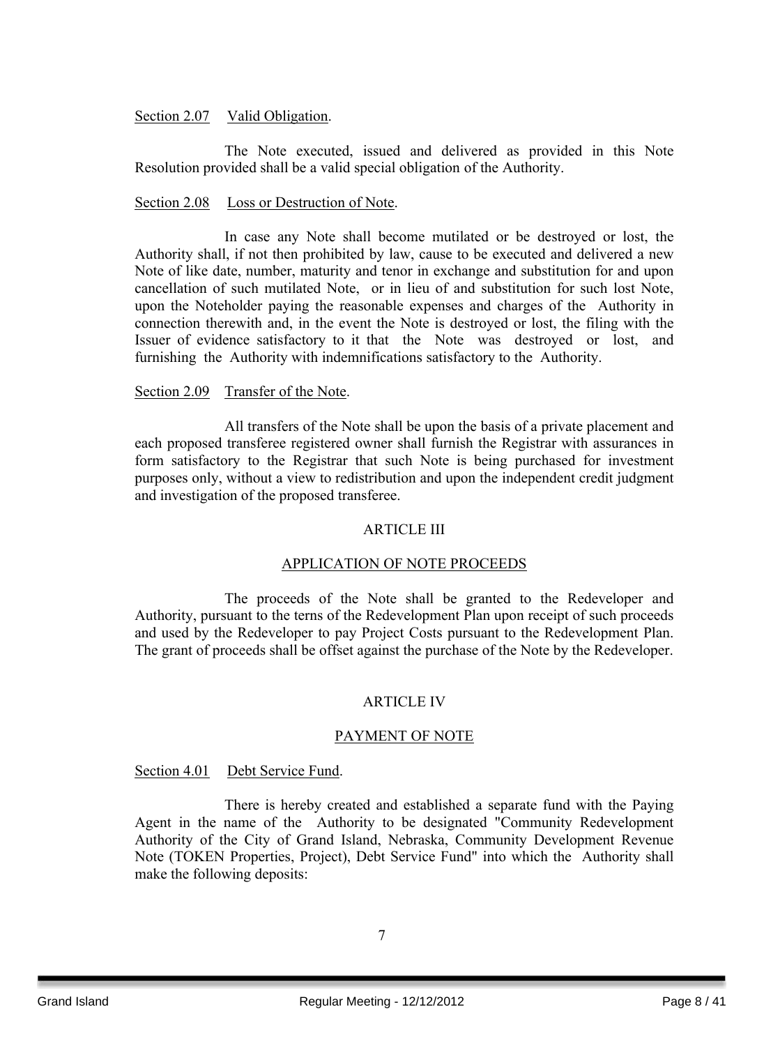Section 2.07 Valid Obligation.

The Note executed, issued and delivered as provided in this Note Resolution provided shall be a valid special obligation of the Authority.

Section 2.08 Loss or Destruction of Note.

In case any Note shall become mutilated or be destroyed or lost, the Authority shall, if not then prohibited by law, cause to be executed and delivered a new Note of like date, number, maturity and tenor in exchange and substitution for and upon cancellation of such mutilated Note, or in lieu of and substitution for such lost Note, upon the Noteholder paying the reasonable expenses and charges of the Authority in connection therewith and, in the event the Note is destroyed or lost, the filing with the Issuer of evidence satisfactory to it that the Note was destroyed or lost, and furnishing the Authority with indemnifications satisfactory to the Authority.

Section 2.09 Transfer of the Note.

All transfers of the Note shall be upon the basis of a private placement and each proposed transferee registered owner shall furnish the Registrar with assurances in form satisfactory to the Registrar that such Note is being purchased for investment purposes only, without a view to redistribution and upon the independent credit judgment and investigation of the proposed transferee.

## ARTICLE III

## APPLICATION OF NOTE PROCEEDS

The proceeds of the Note shall be granted to the Redeveloper and Authority, pursuant to the terns of the Redevelopment Plan upon receipt of such proceeds and used by the Redeveloper to pay Project Costs pursuant to the Redevelopment Plan. The grant of proceeds shall be offset against the purchase of the Note by the Redeveloper.

## ARTICLE IV

## PAYMENT OF NOTE

Section 4.01 Debt Service Fund.

There is hereby created and established a separate fund with the Paying Agent in the name of the Authority to be designated "Community Redevelopment Authority of the City of Grand Island, Nebraska, Community Development Revenue Note (TOKEN Properties, Project), Debt Service Fund" into which the Authority shall make the following deposits: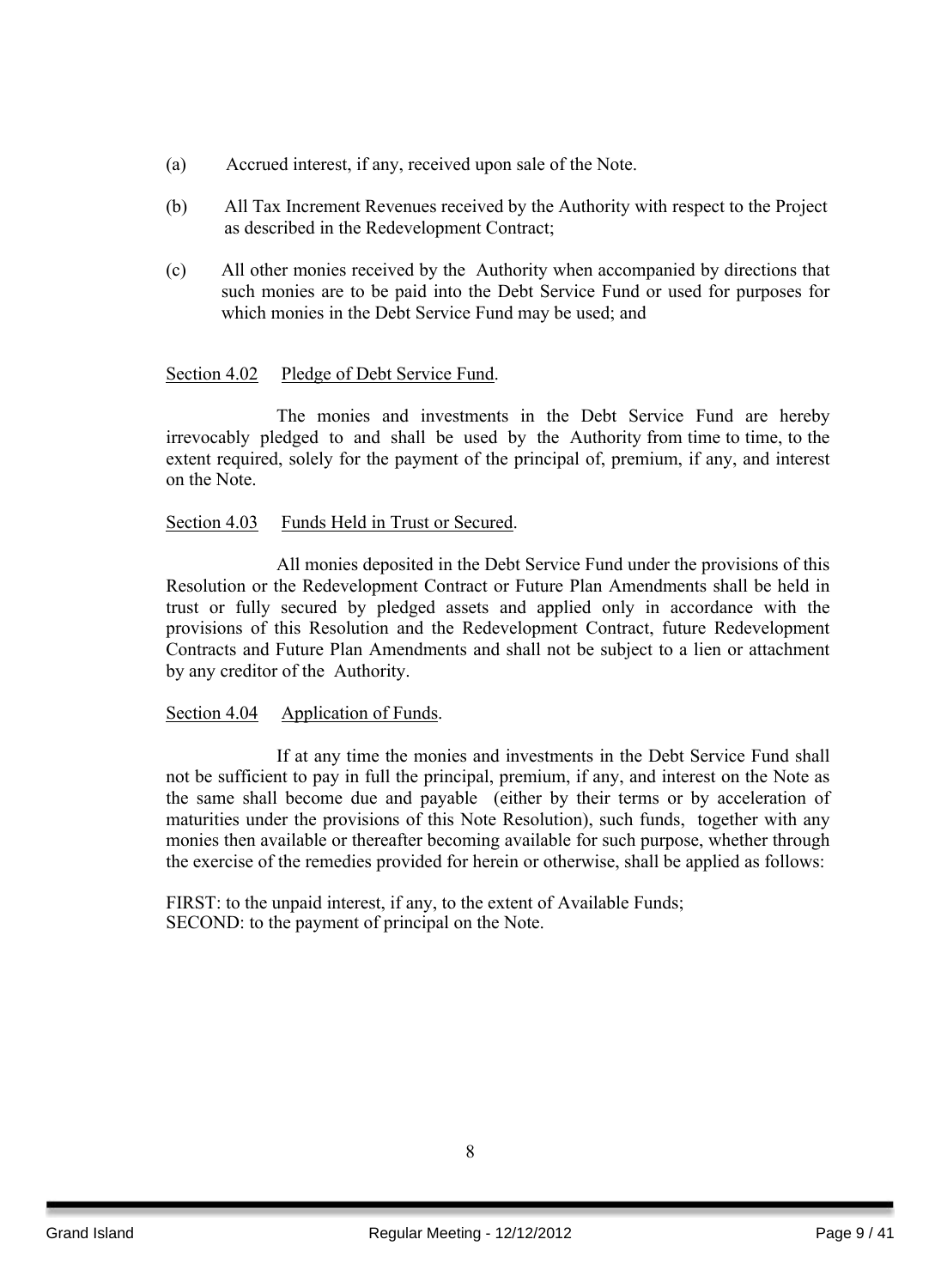(a) Accrued interest, if any, received upon sale of the Note.

(b) All Tax Increment Revenues received by the Authority with respect to the Project as described in the Redevelopment Contract;

(c) All other monies received by the Authority when accompanied by directions that such monies are to be paid into the Debt Service Fund or used for purposes for which monies in the Debt Service Fund may be used; and

Section 4.02 Pledge of Debt Service Fund.

The monies and investments in the Debt Service Fund are hereby irrevocably pledged to and shall be used by the Authority from time to time, to the extent required, solely for the payment of the principal of, premium, if any, and interest on the Note.

Section 4.03 Funds Held in Trust or Secured.

All monies deposited in the Debt Service Fund under the provisions of this Resolution or the Redevelopment Contract or Future Plan Amendments shall be held in trust or fully secured by pledged assets and applied only in accordance with the provisions of this Resolution and the Redevelopment Contract, future Redevelopment Contracts and Future Plan Amendments and shall not be subject to a lien or attachment by any creditor of the Authority.

Section 4.04 Application of Funds.

If at any time the monies and investments in the Debt Service Fund shall not be sufficient to pay in full the principal, premium, if any, and interest on the Note as the same shall become due and payable (either by their terms or by acceleration of maturities under the provisions of this Note Resolution), such funds, together with any monies then available or thereafter becoming available for such purpose, whether through the exercise of the remedies provided for herein or otherwise, shall be applied as follows:

FIRST: to the unpaid interest, if any, to the extent of Available Funds;
SECOND: to the payment of principal on the Note.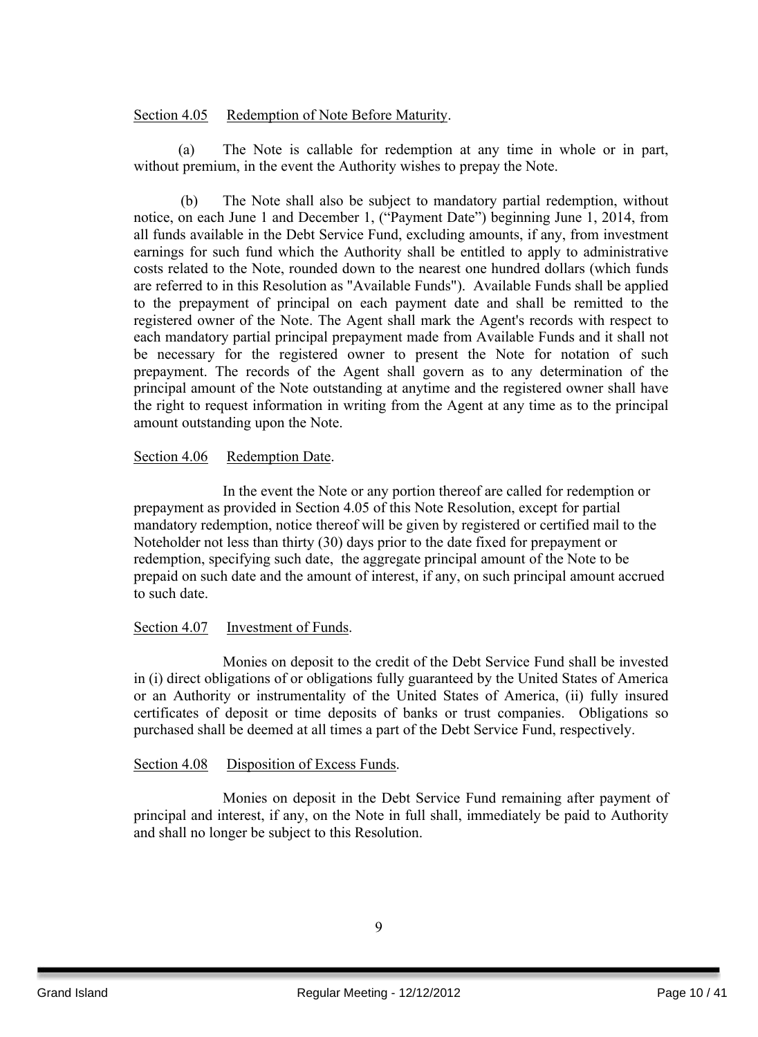Section 4.05 Redemption of Note Before Maturity.

(a) The Note is callable for redemption at any time in whole or in part, without premium, in the event the Authority wishes to prepay the Note.

(b) The Note shall also be subject to mandatory partial redemption, without notice, on each June 1 and December 1, ("Payment Date") beginning June 1, 2014, from all funds available in the Debt Service Fund, excluding amounts, if any, from investment earnings for such fund which the Authority shall be entitled to apply to administrative costs related to the Note, rounded down to the nearest one hundred dollars (which funds are referred to in this Resolution as "Available Funds"). Available Funds shall be applied to the prepayment of principal on each payment date and shall be remitted to the registered owner of the Note. The Agent shall mark the Agent's records with respect to each mandatory partial principal prepayment made from Available Funds and it shall not be necessary for the registered owner to present the Note for notation of such prepayment. The records of the Agent shall govern as to any determination of the principal amount of the Note outstanding at anytime and the registered owner shall have the right to request information in writing from the Agent at any time as to the principal amount outstanding upon the Note.

Section 4.06 Redemption Date.

In the event the Note or any portion thereof are called for redemption or prepayment as provided in Section 4.05 of this Note Resolution, except for partial mandatory redemption, notice thereof will be given by registered or certified mail to the Noteholder not less than thirty (30) days prior to the date fixed for prepayment or redemption, specifying such date, the aggregate principal amount of the Note to be prepaid on such date and the amount of interest, if any, on such principal amount accrued to such date.

Section 4.07 Investment of Funds.

Monies on deposit to the credit of the Debt Service Fund shall be invested in (i) direct obligations of or obligations fully guaranteed by the United States of America or an Authority or instrumentality of the United States of America, (ii) fully insured certificates of deposit or time deposits of banks or trust companies. Obligations so purchased shall be deemed at all times a part of the Debt Service Fund, respectively.

Section 4.08 Disposition of Excess Funds.

Monies on deposit in the Debt Service Fund remaining after payment of principal and interest, if any, on the Note in full shall, immediately be paid to Authority and shall no longer be subject to this Resolution.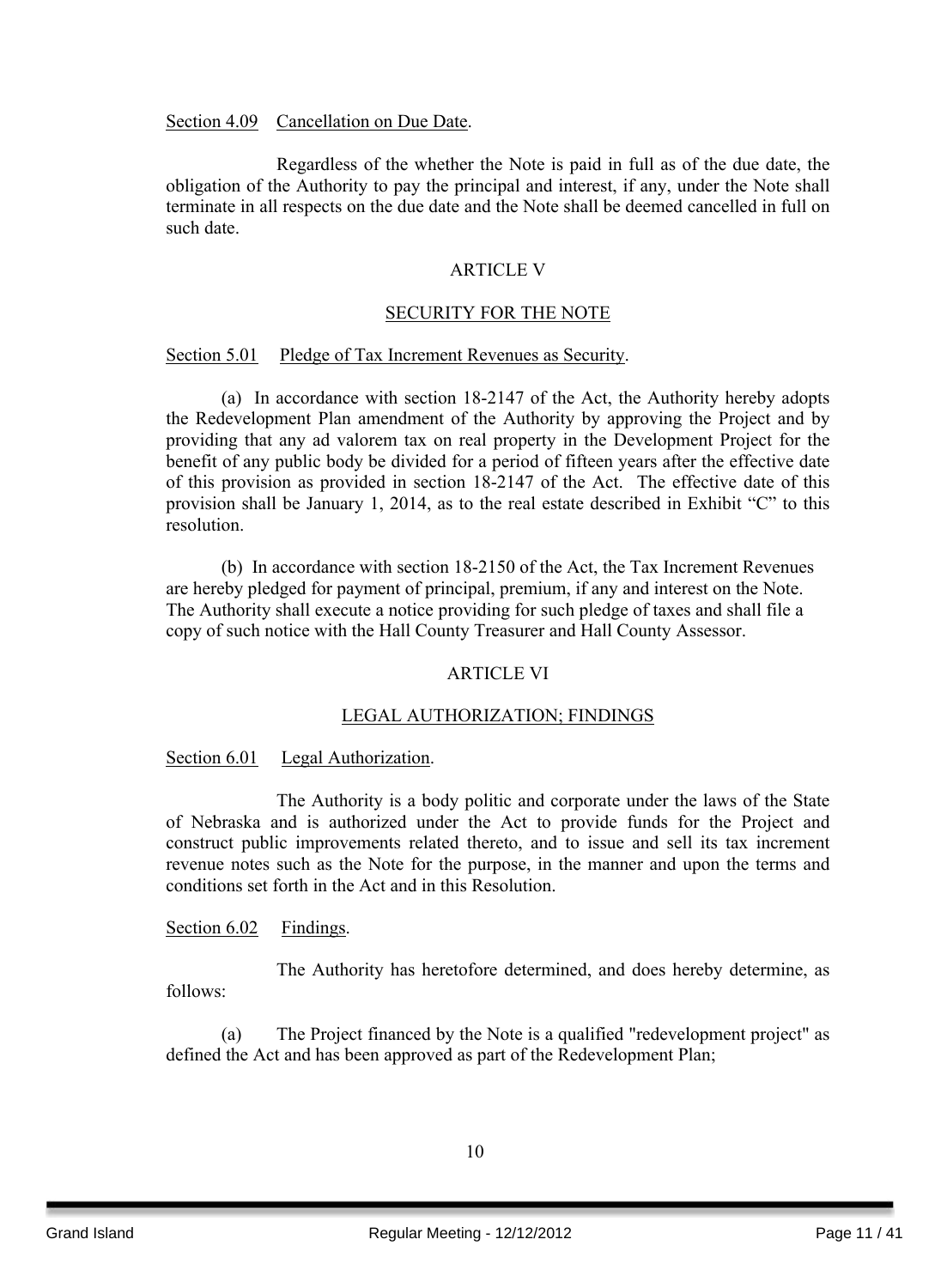Section 4.09 Cancellation on Due Date.

Regardless of the whether the Note is paid in full as of the due date, the obligation of the Authority to pay the principal and interest, if any, under the Note shall terminate in all respects on the due date and the Note shall be deemed cancelled in full on such date.

## ARTICLE V

## SECURITY FOR THE NOTE

Section 5.01 Pledge of Tax Increment Revenues as Security.

(a) In accordance with section 18-2147 of the Act, the Authority hereby adopts the Redevelopment Plan amendment of the Authority by approving the Project and by providing that any ad valorem tax on real property in the Development Project for the benefit of any public body be divided for a period of fifteen years after the effective date of this provision as provided in section 18-2147 of the Act. The effective date of this provision shall be January 1, 2014, as to the real estate described in Exhibit "C" to this resolution.

(b) In accordance with section 18-2150 of the Act, the Tax Increment Revenues are hereby pledged for payment of principal, premium, if any and interest on the Note. The Authority shall execute a notice providing for such pledge of taxes and shall file a copy of such notice with the Hall County Treasurer and Hall County Assessor.

## ARTICLE VI

## LEGAL AUTHORIZATION; FINDINGS

Section 6.01 Legal Authorization.

The Authority is a body politic and corporate under the laws of the State of Nebraska and is authorized under the Act to provide funds for the Project and construct public improvements related thereto, and to issue and sell its tax increment revenue notes such as the Note for the purpose, in the manner and upon the terms and conditions set forth in the Act and in this Resolution.

Section 6.02 Findings.

The Authority has heretofore determined, and does hereby determine, as follows:

(a) The Project financed by the Note is a qualified "redevelopment project" as defined the Act and has been approved as part of the Redevelopment Plan;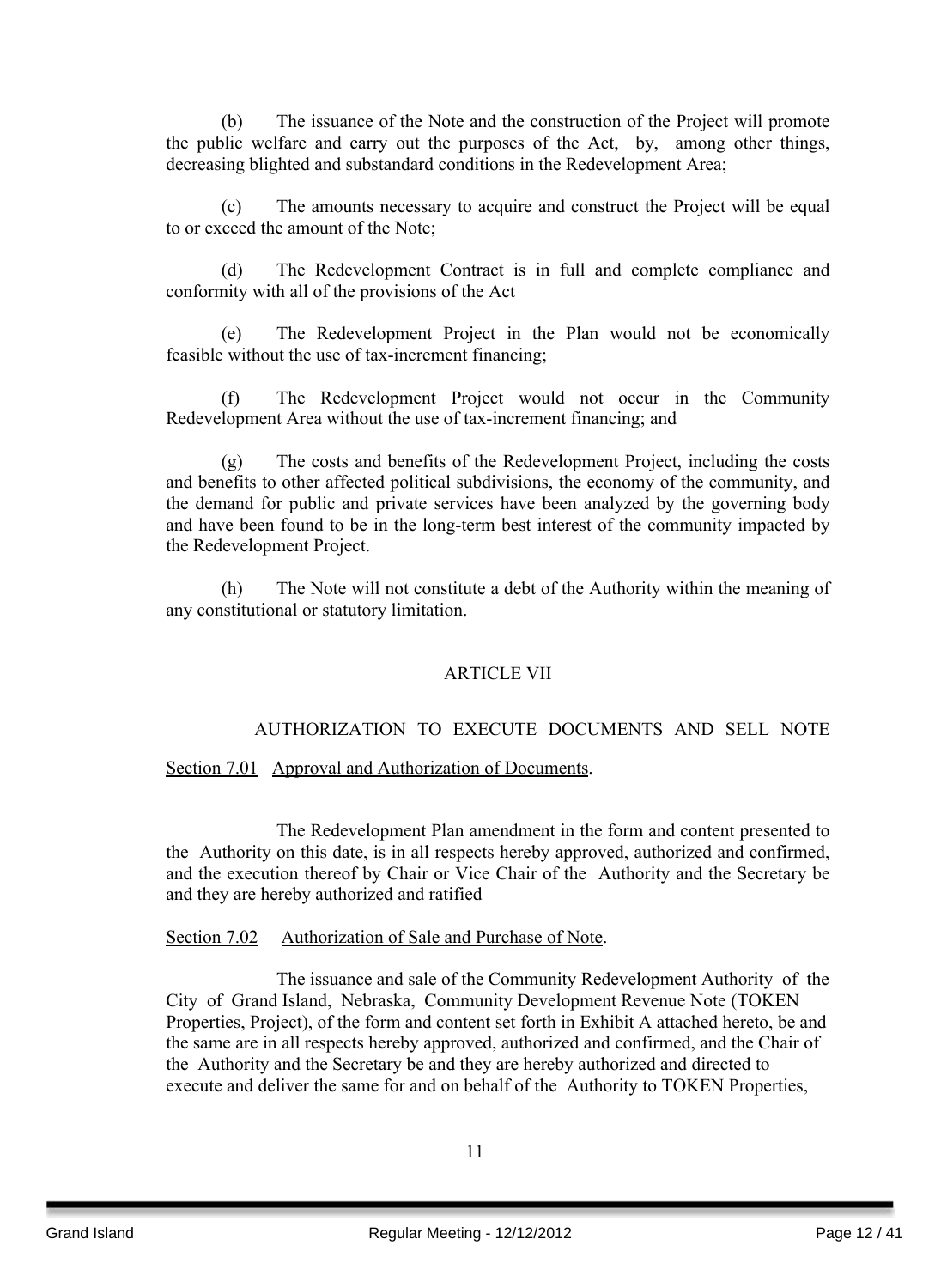(b) The issuance of the Note and the construction of the Project will promote the public welfare and carry out the purposes of the Act, by, among other things, decreasing blighted and substandard conditions in the Redevelopment Area;

(c) The amounts necessary to acquire and construct the Project will be equal to or exceed the amount of the Note;

(d) The Redevelopment Contract is in full and complete compliance and conformity with all of the provisions of the Act

(e) The Redevelopment Project in the Plan would not be economically feasible without the use of tax-increment financing;

(f) The Redevelopment Project would not occur in the Community Redevelopment Area without the use of tax-increment financing; and

(g) The costs and benefits of the Redevelopment Project, including the costs and benefits to other affected political subdivisions, the economy of the community, and the demand for public and private services have been analyzed by the governing body and have been found to be in the long-term best interest of the community impacted by the Redevelopment Project.

(h) The Note will not constitute a debt of the Authority within the meaning of any constitutional or statutory limitation.

## ARTICLE VII

## AUTHORIZATION TO EXECUTE DOCUMENTS AND SELL NOTE

Section 7.01 Approval and Authorization of Documents.

The Redevelopment Plan amendment in the form and content presented to the Authority on this date, is in all respects hereby approved, authorized and confirmed, and the execution thereof by Chair or Vice Chair of the Authority and the Secretary be and they are hereby authorized and ratified

Section 7.02 Authorization of Sale and Purchase of Note.

The issuance and sale of the Community Redevelopment Authority of the City of Grand Island, Nebraska, Community Development Revenue Note (TOKEN Properties, Project), of the form and content set forth in Exhibit A attached hereto, be and the same are in all respects hereby approved, authorized and confirmed, and the Chair of the Authority and the Secretary be and they are hereby authorized and directed to execute and deliver the same for and on behalf of the Authority to TOKEN Properties,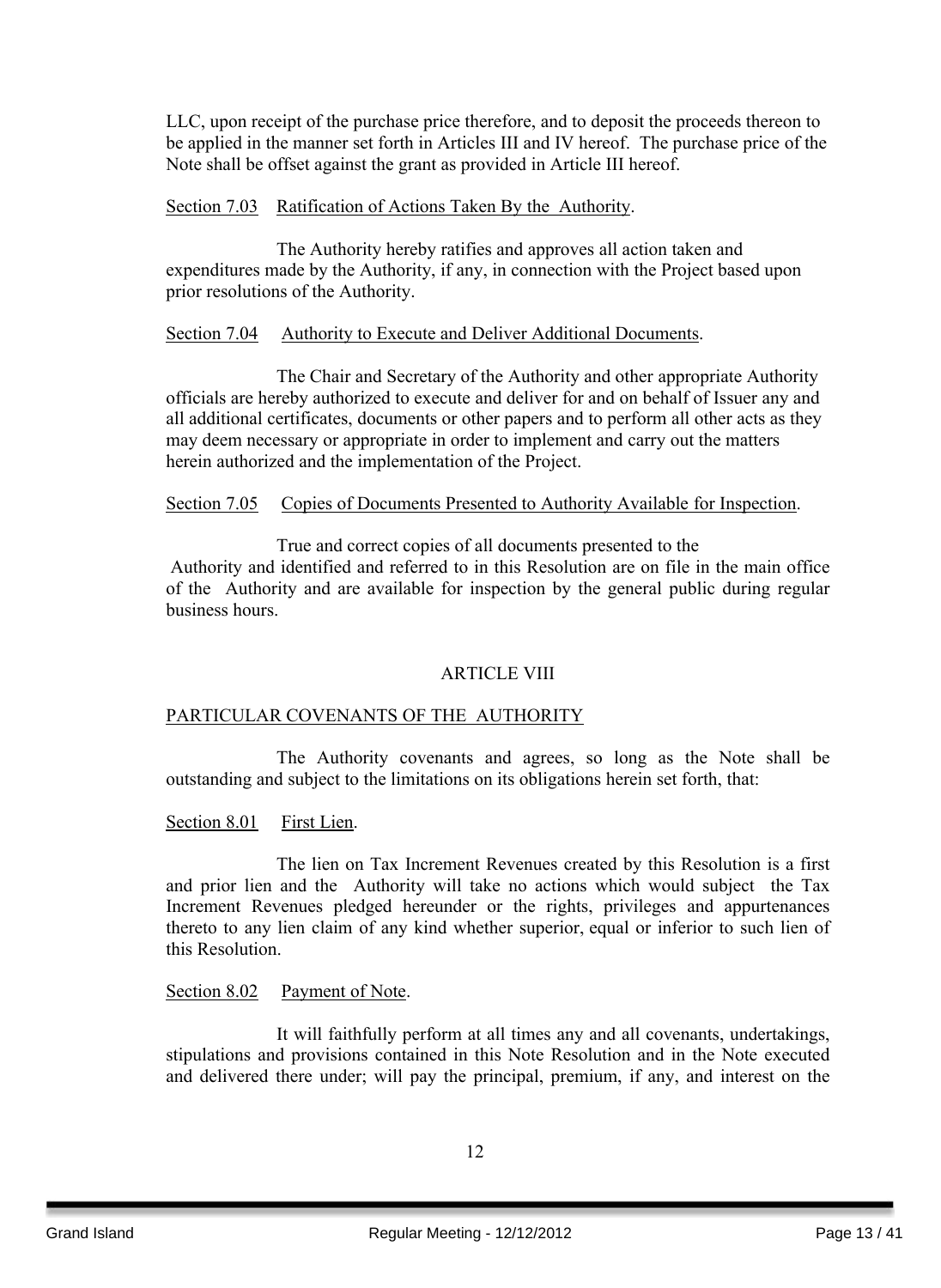LLC, upon receipt of the purchase price therefore, and to deposit the proceeds thereon to be applied in the manner set forth in Articles III and IV hereof. The purchase price of the Note shall be offset against the grant as provided in Article III hereof.

Section 7.03 Ratification of Actions Taken By the Authority.

The Authority hereby ratifies and approves all action taken and expenditures made by the Authority, if any, in connection with the Project based upon prior resolutions of the Authority.

Section 7.04 Authority to Execute and Deliver Additional Documents.

The Chair and Secretary of the Authority and other appropriate Authority officials are hereby authorized to execute and deliver for and on behalf of Issuer any and all additional certificates, documents or other papers and to perform all other acts as they may deem necessary or appropriate in order to implement and carry out the matters herein authorized and the implementation of the Project.

Section 7.05 Copies of Documents Presented to Authority Available for Inspection.

True and correct copies of all documents presented to the Authority and identified and referred to in this Resolution are on file in the main office of the Authority and are available for inspection by the general public during regular business hours.

## ARTICLE VIII

### PARTICULAR COVENANTS OF THE AUTHORITY

The Authority covenants and agrees, so long as the Note shall be outstanding and subject to the limitations on its obligations herein set forth, that:

Section 8.01 First Lien.

The lien on Tax Increment Revenues created by this Resolution is a first and prior lien and the Authority will take no actions which would subject the Tax Increment Revenues pledged hereunder or the rights, privileges and appurtenances thereto to any lien claim of any kind whether superior, equal or inferior to such lien of this Resolution.

Section 8.02 Payment of Note.

It will faithfully perform at all times any and all covenants, undertakings, stipulations and provisions contained in this Note Resolution and in the Note executed and delivered there under; will pay the principal, premium, if any, and interest on the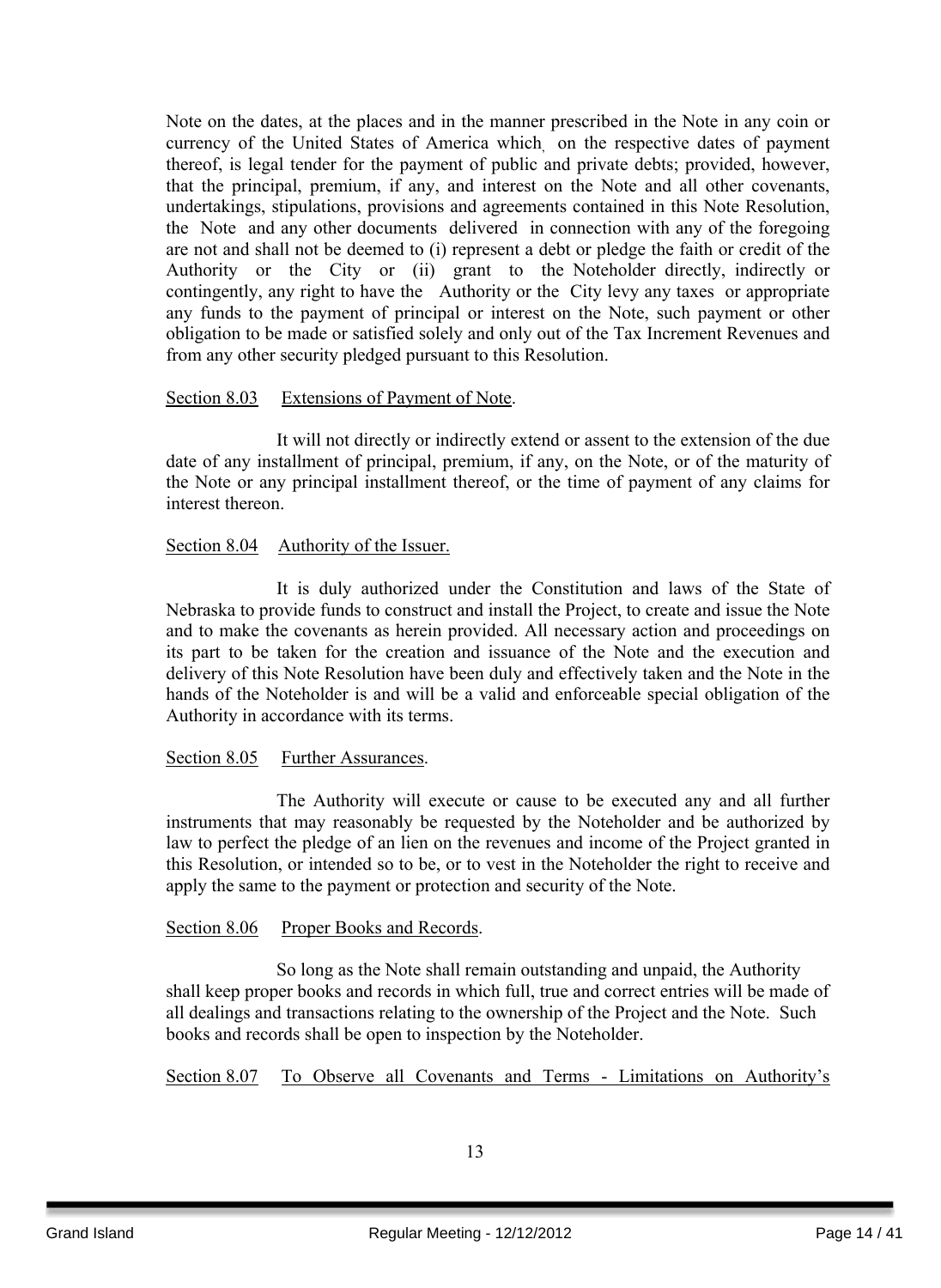Note on the dates, at the places and in the manner prescribed in the Note in any coin or currency of the United States of America which, on the respective dates of payment thereof, is legal tender for the payment of public and private debts; provided, however, that the principal, premium, if any, and interest on the Note and all other covenants, undertakings, stipulations, provisions and agreements contained in this Note Resolution, the Note and any other documents delivered in connection with any of the foregoing are not and shall not be deemed to (i) represent a debt or pledge the faith or credit of the Authority or the City or (ii) grant to the Noteholder directly, indirectly or contingently, any right to have the Authority or the City levy any taxes or appropriate any funds to the payment of principal or interest on the Note, such payment or other obligation to be made or satisfied solely and only out of the Tax Increment Revenues and from any other security pledged pursuant to this Resolution.

Section 8.03 Extensions of Payment of Note.

It will not directly or indirectly extend or assent to the extension of the due date of any installment of principal, premium, if any, on the Note, or of the maturity of the Note or any principal installment thereof, or the time of payment of any claims for interest thereon.

Section 8.04 Authority of the Issuer.

It is duly authorized under the Constitution and laws of the State of Nebraska to provide funds to construct and install the Project, to create and issue the Note and to make the covenants as herein provided. All necessary action and proceedings on its part to be taken for the creation and issuance of the Note and the execution and delivery of this Note Resolution have been duly and effectively taken and the Note in the hands of the Noteholder is and will be a valid and enforceable special obligation of the Authority in accordance with its terms.

Section 8.05 Further Assurances.

The Authority will execute or cause to be executed any and all further instruments that may reasonably be requested by the Noteholder and be authorized by law to perfect the pledge of an lien on the revenues and income of the Project granted in this Resolution, or intended so to be, or to vest in the Noteholder the right to receive and apply the same to the payment or protection and security of the Note.

Section 8.06 Proper Books and Records.

So long as the Note shall remain outstanding and unpaid, the Authority shall keep proper books and records in which full, true and correct entries will be made of all dealings and transactions relating to the ownership of the Project and the Note. Such books and records shall be open to inspection by the Noteholder.

Section 8.07 To Observe all Covenants and Terms - Limitations on Authority's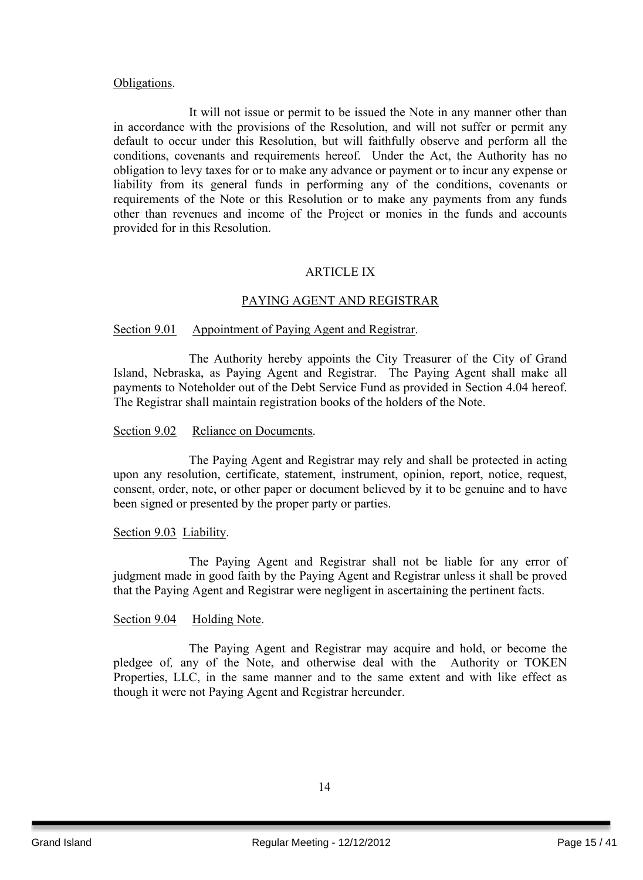Obligations.

It will not issue or permit to be issued the Note in any manner other than in accordance with the provisions of the Resolution, and will not suffer or permit any default to occur under this Resolution, but will faithfully observe and perform all the conditions, covenants and requirements hereof. Under the Act, the Authority has no obligation to levy taxes for or to make any advance or payment or to incur any expense or liability from its general funds in performing any of the conditions, covenants or requirements of the Note or this Resolution or to make any payments from any funds other than revenues and income of the Project or monies in the funds and accounts provided for in this Resolution.

## ARTICLE IX

## PAYING AGENT AND REGISTRAR

Section 9.01 Appointment of Paying Agent and Registrar.

The Authority hereby appoints the City Treasurer of the City of Grand Island, Nebraska, as Paying Agent and Registrar. The Paying Agent shall make all payments to Noteholder out of the Debt Service Fund as provided in Section 4.04 hereof. The Registrar shall maintain registration books of the holders of the Note.

Section 9.02 Reliance on Documents.

The Paying Agent and Registrar may rely and shall be protected in acting upon any resolution, certificate, statement, instrument, opinion, report, notice, request, consent, order, note, or other paper or document believed by it to be genuine and to have been signed or presented by the proper party or parties.

Section 9.03 Liability.

The Paying Agent and Registrar shall not be liable for any error of judgment made in good faith by the Paying Agent and Registrar unless it shall be proved that the Paying Agent and Registrar were negligent in ascertaining the pertinent facts.

Section 9.04 Holding Note.

The Paying Agent and Registrar may acquire and hold, or become the pledgee of, any of the Note, and otherwise deal with the Authority or TOKEN Properties, LLC, in the same manner and to the same extent and with like effect as though it were not Paying Agent and Registrar hereunder.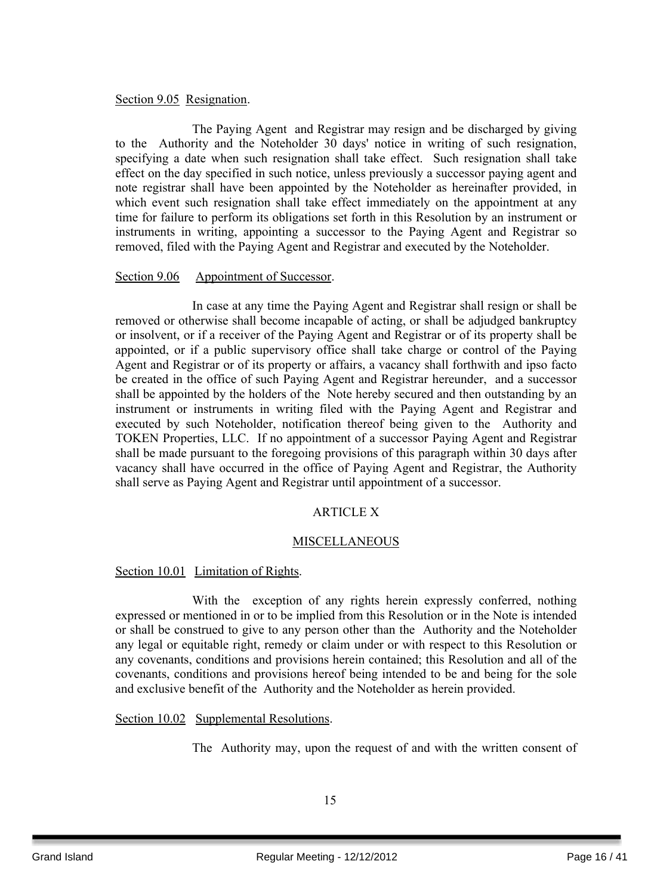Section 9.05 Resignation.

The Paying Agent and Registrar may resign and be discharged by giving to the Authority and the Noteholder 30 days' notice in writing of such resignation, specifying a date when such resignation shall take effect. Such resignation shall take effect on the day specified in such notice, unless previously a successor paying agent and note registrar shall have been appointed by the Noteholder as hereinafter provided, in which event such resignation shall take effect immediately on the appointment at any time for failure to perform its obligations set forth in this Resolution by an instrument or instruments in writing, appointing a successor to the Paying Agent and Registrar so removed, filed with the Paying Agent and Registrar and executed by the Noteholder.

Section 9.06 Appointment of Successor.

In case at any time the Paying Agent and Registrar shall resign or shall be removed or otherwise shall become incapable of acting, or shall be adjudged bankruptcy or insolvent, or if a receiver of the Paying Agent and Registrar or of its property shall be appointed, or if a public supervisory office shall take charge or control of the Paying Agent and Registrar or of its property or affairs, a vacancy shall forthwith and ipso facto be created in the office of such Paying Agent and Registrar hereunder, and a successor shall be appointed by the holders of the Note hereby secured and then outstanding by an instrument or instruments in writing filed with the Paying Agent and Registrar and executed by such Noteholder, notification thereof being given to the Authority and TOKEN Properties, LLC. If no appointment of a successor Paying Agent and Registrar shall be made pursuant to the foregoing provisions of this paragraph within 30 days after vacancy shall have occurred in the office of Paying Agent and Registrar, the Authority shall serve as Paying Agent and Registrar until appointment of a successor.

ARTICLE X

MISCELLANEOUS

Section 10.01 Limitation of Rights.

With the exception of any rights herein expressly conferred, nothing expressed or mentioned in or to be implied from this Resolution or in the Note is intended or shall be construed to give to any person other than the Authority and the Noteholder any legal or equitable right, remedy or claim under or with respect to this Resolution or any covenants, conditions and provisions herein contained; this Resolution and all of the covenants, conditions and provisions hereof being intended to be and being for the sole and exclusive benefit of the Authority and the Noteholder as herein provided.

Section 10.02 Supplemental Resolutions.

The Authority may, upon the request of and with the written consent of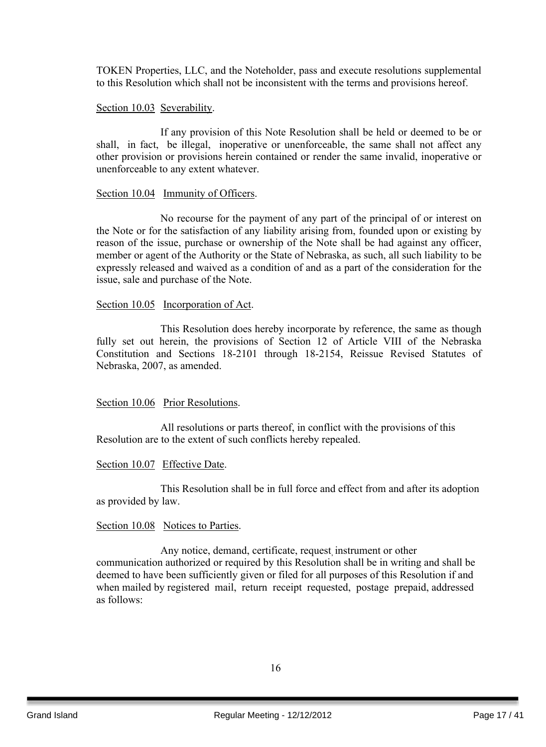TOKEN Properties, LLC, and the Noteholder, pass and execute resolutions supplemental to this Resolution which shall not be inconsistent with the terms and provisions hereof.

Section 10.03 Severability.

If any provision of this Note Resolution shall be held or deemed to be or shall, in fact, be illegal, inoperative or unenforceable, the same shall not affect any other provision or provisions herein contained or render the same invalid, inoperative or unenforceable to any extent whatever.

Section 10.04 Immunity of Officers.

No recourse for the payment of any part of the principal of or interest on the Note or for the satisfaction of any liability arising from, founded upon or existing by reason of the issue, purchase or ownership of the Note shall be had against any officer, member or agent of the Authority or the State of Nebraska, as such, all such liability to be expressly released and waived as a condition of and as a part of the consideration for the issue, sale and purchase of the Note.

Section 10.05 Incorporation of Act.

This Resolution does hereby incorporate by reference, the same as though fully set out herein, the provisions of Section 12 of Article VIII of the Nebraska Constitution and Sections 18-2101 through 18-2154, Reissue Revised Statutes of Nebraska, 2007, as amended.

Section 10.06 Prior Resolutions.

All resolutions or parts thereof, in conflict with the provisions of this Resolution are to the extent of such conflicts hereby repealed.

Section 10.07 Effective Date.

This Resolution shall be in full force and effect from and after its adoption as provided by law.

Section 10.08 Notices to Parties.

Any notice, demand, certificate, request, instrument or other communication authorized or required by this Resolution shall be in writing and shall be deemed to have been sufficiently given or filed for all purposes of this Resolution if and when mailed by registered mail, return receipt requested, postage prepaid, addressed as follows: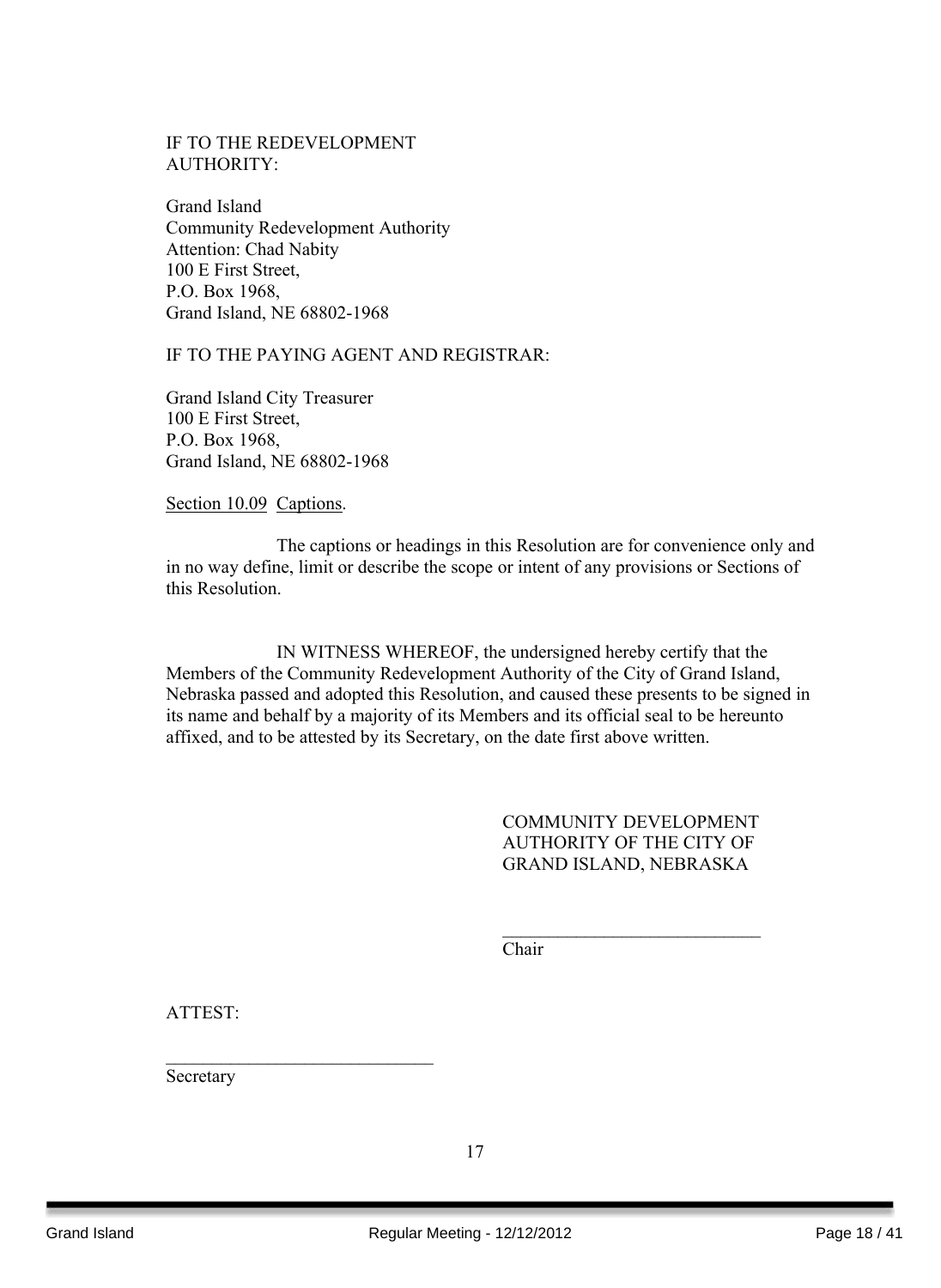IF TO THE REDEVELOPMENT AUTHORITY:

Grand Island
Community Redevelopment Authority
Attention: Chad Nabity
100 E First Street,
P.O. Box 1968,
Grand Island, NE 68802-1968

IF TO THE PAYING AGENT AND REGISTRAR:

Grand Island City Treasurer
100 E First Street,
P.O. Box 1968,
Grand Island, NE 68802-1968

Section 10.09 Captions.

The captions or headings in this Resolution are for convenience only and in no way define, limit or describe the scope or intent of any provisions or Sections of this Resolution.

IN WITNESS WHEREOF, the undersigned hereby certify that the Members of the Community Redevelopment Authority of the City of Grand Island, Nebraska passed and adopted this Resolution, and caused these presents to be signed in its name and behalf by a majority of its Members and its official seal to be hereunto affixed, and to be attested by its Secretary, on the date first above written.

COMMUNITY DEVELOPMENT AUTHORITY OF THE CITY OF GRAND ISLAND, NEBRASKA

\_\_\_\_\_\_\_\_\_\_\_\_\_\_\_\_\_\_\_\_\_\_\_\_\_\_\_\_
Chair

ATTEST:

\_\_\_\_\_\_\_\_\_\_\_\_\_\_\_\_\_\_\_\_\_\_\_\_\_\_\_\_
Secretary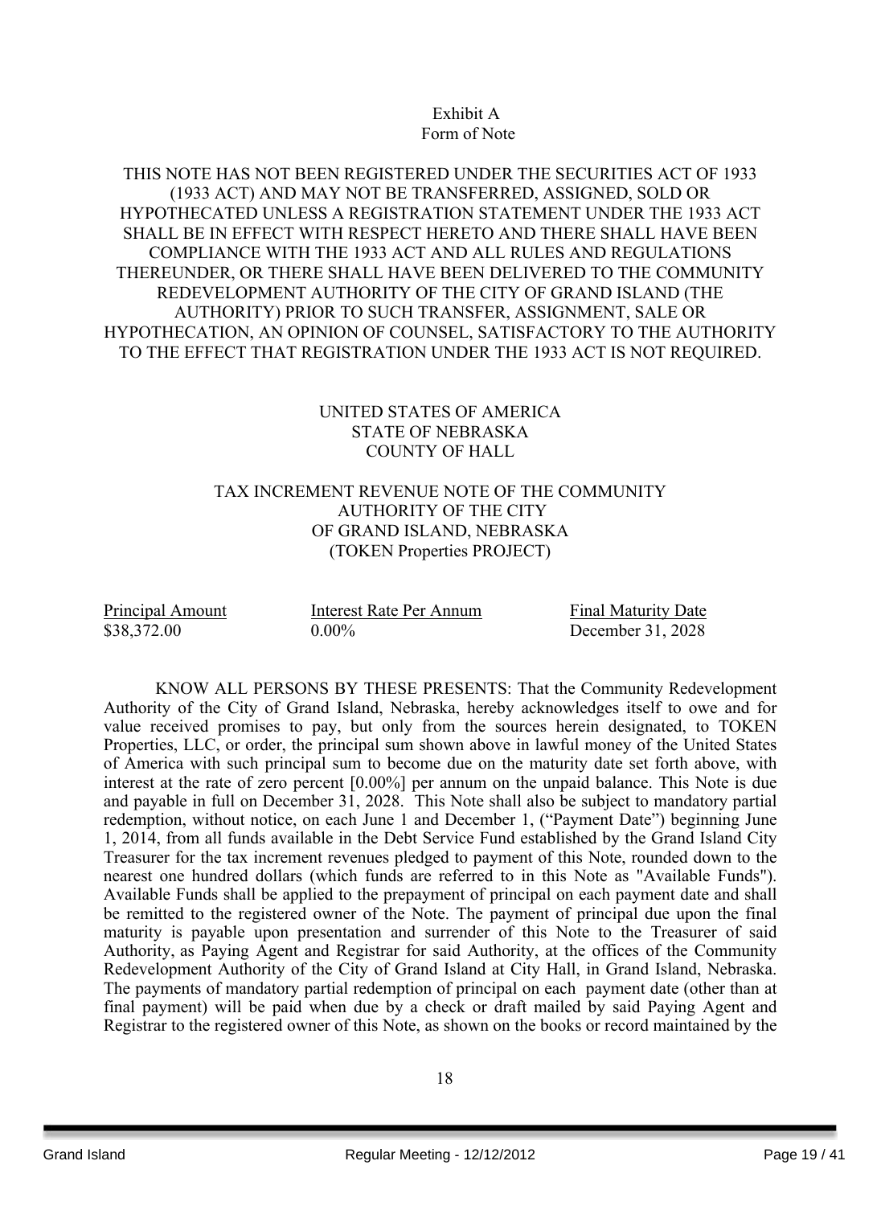Exhibit A
Form of Note

THIS NOTE HAS NOT BEEN REGISTERED UNDER THE SECURITIES ACT OF 1933 (1933 ACT) AND MAY NOT BE TRANSFERRED, ASSIGNED, SOLD OR HYPOTHECATED UNLESS A REGISTRATION STATEMENT UNDER THE 1933 ACT SHALL BE IN EFFECT WITH RESPECT HERETO AND THERE SHALL HAVE BEEN COMPLIANCE WITH THE 1933 ACT AND ALL RULES AND REGULATIONS THEREUNDER, OR THERE SHALL HAVE BEEN DELIVERED TO THE COMMUNITY REDEVELOPMENT AUTHORITY OF THE CITY OF GRAND ISLAND (THE AUTHORITY) PRIOR TO SUCH TRANSFER, ASSIGNMENT, SALE OR HYPOTHECATION, AN OPINION OF COUNSEL, SATISFACTORY TO THE AUTHORITY TO THE EFFECT THAT REGISTRATION UNDER THE 1933 ACT IS NOT REQUIRED.

UNITED STATES OF AMERICA
STATE OF NEBRASKA
COUNTY OF HALL

TAX INCREMENT REVENUE NOTE OF THE COMMUNITY AUTHORITY OF THE CITY OF GRAND ISLAND, NEBRASKA
(TOKEN Properties PROJECT)

| Principal Amount | Interest Rate Per Annum | Final Maturity Date |
|---|---|---|
| $38,372.00 | 0.00% | December 31, 2028 |

KNOW ALL PERSONS BY THESE PRESENTS: That the Community Redevelopment Authority of the City of Grand Island, Nebraska, hereby acknowledges itself to owe and for value received promises to pay, but only from the sources herein designated, to TOKEN Properties, LLC, or order, the principal sum shown above in lawful money of the United States of America with such principal sum to become due on the maturity date set forth above, with interest at the rate of zero percent [0.00%] per annum on the unpaid balance. This Note is due and payable in full on December 31, 2028. This Note shall also be subject to mandatory partial redemption, without notice, on each June 1 and December 1, ("Payment Date") beginning June 1, 2014, from all funds available in the Debt Service Fund established by the Grand Island City Treasurer for the tax increment revenues pledged to payment of this Note, rounded down to the nearest one hundred dollars (which funds are referred to in this Note as "Available Funds"). Available Funds shall be applied to the prepayment of principal on each payment date and shall be remitted to the registered owner of the Note. The payment of principal due upon the final maturity is payable upon presentation and surrender of this Note to the Treasurer of said Authority, as Paying Agent and Registrar for said Authority, at the offices of the Community Redevelopment Authority of the City of Grand Island at City Hall, in Grand Island, Nebraska. The payments of mandatory partial redemption of principal on each payment date (other than at final payment) will be paid when due by a check or draft mailed by said Paying Agent and Registrar to the registered owner of this Note, as shown on the books or record maintained by the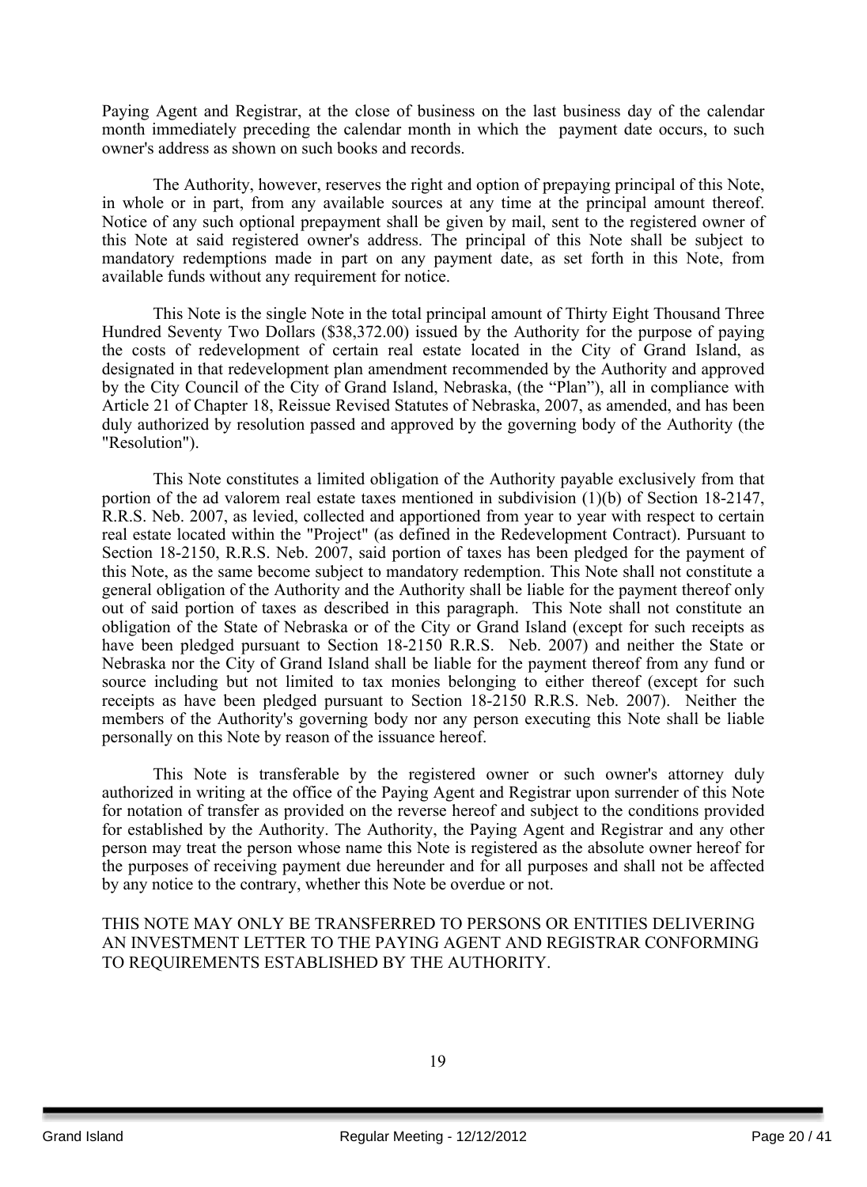Paying Agent and Registrar, at the close of business on the last business day of the calendar month immediately preceding the calendar month in which the payment date occurs, to such owner's address as shown on such books and records.

The Authority, however, reserves the right and option of prepaying principal of this Note, in whole or in part, from any available sources at any time at the principal amount thereof. Notice of any such optional prepayment shall be given by mail, sent to the registered owner of this Note at said registered owner's address. The principal of this Note shall be subject to mandatory redemptions made in part on any payment date, as set forth in this Note, from available funds without any requirement for notice.

This Note is the single Note in the total principal amount of Thirty Eight Thousand Three Hundred Seventy Two Dollars ($38,372.00) issued by the Authority for the purpose of paying the costs of redevelopment of certain real estate located in the City of Grand Island, as designated in that redevelopment plan amendment recommended by the Authority and approved by the City Council of the City of Grand Island, Nebraska, (the "Plan"), all in compliance with Article 21 of Chapter 18, Reissue Revised Statutes of Nebraska, 2007, as amended, and has been duly authorized by resolution passed and approved by the governing body of the Authority (the "Resolution").

This Note constitutes a limited obligation of the Authority payable exclusively from that portion of the ad valorem real estate taxes mentioned in subdivision (1)(b) of Section 18-2147, R.R.S. Neb. 2007, as levied, collected and apportioned from year to year with respect to certain real estate located within the "Project" (as defined in the Redevelopment Contract). Pursuant to Section 18-2150, R.R.S. Neb. 2007, said portion of taxes has been pledged for the payment of this Note, as the same become subject to mandatory redemption. This Note shall not constitute a general obligation of the Authority and the Authority shall be liable for the payment thereof only out of said portion of taxes as described in this paragraph. This Note shall not constitute an obligation of the State of Nebraska or of the City or Grand Island (except for such receipts as have been pledged pursuant to Section 18-2150 R.R.S. Neb. 2007) and neither the State or Nebraska nor the City of Grand Island shall be liable for the payment thereof from any fund or source including but not limited to tax monies belonging to either thereof (except for such receipts as have been pledged pursuant to Section 18-2150 R.R.S. Neb. 2007). Neither the members of the Authority's governing body nor any person executing this Note shall be liable personally on this Note by reason of the issuance hereof.

This Note is transferable by the registered owner or such owner's attorney duly authorized in writing at the office of the Paying Agent and Registrar upon surrender of this Note for notation of transfer as provided on the reverse hereof and subject to the conditions provided for established by the Authority. The Authority, the Paying Agent and Registrar and any other person may treat the person whose name this Note is registered as the absolute owner hereof for the purposes of receiving payment due hereunder and for all purposes and shall not be affected by any notice to the contrary, whether this Note be overdue or not.

THIS NOTE MAY ONLY BE TRANSFERRED TO PERSONS OR ENTITIES DELIVERING AN INVESTMENT LETTER TO THE PAYING AGENT AND REGISTRAR CONFORMING TO REQUIREMENTS ESTABLISHED BY THE AUTHORITY.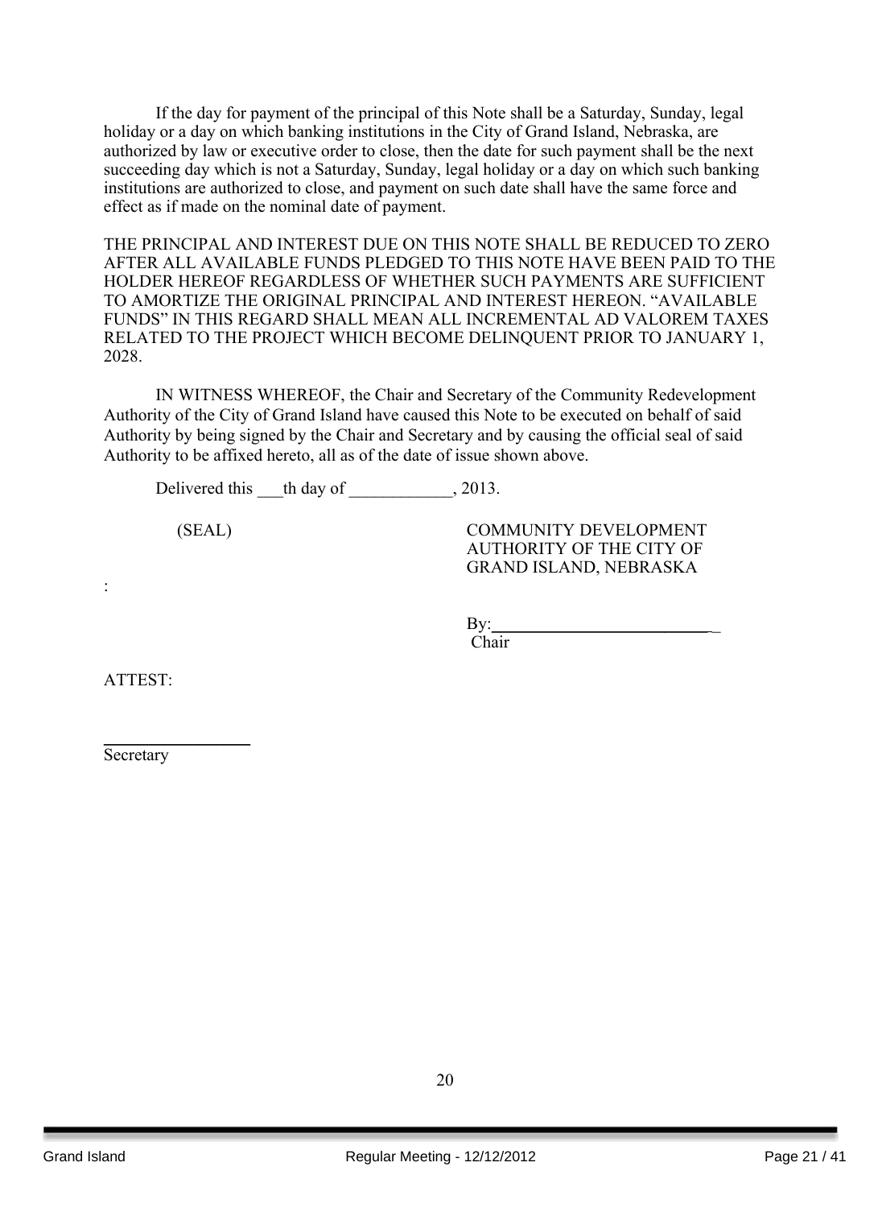If the day for payment of the principal of this Note shall be a Saturday, Sunday, legal holiday or a day on which banking institutions in the City of Grand Island, Nebraska, are authorized by law or executive order to close, then the date for such payment shall be the next succeeding day which is not a Saturday, Sunday, legal holiday or a day on which such banking institutions are authorized to close, and payment on such date shall have the same force and effect as if made on the nominal date of payment.

THE PRINCIPAL AND INTEREST DUE ON THIS NOTE SHALL BE REDUCED TO ZERO AFTER ALL AVAILABLE FUNDS PLEDGED TO THIS NOTE HAVE BEEN PAID TO THE HOLDER HEREOF REGARDLESS OF WHETHER SUCH PAYMENTS ARE SUFFICIENT TO AMORTIZE THE ORIGINAL PRINCIPAL AND INTEREST HEREON. "AVAILABLE FUNDS" IN THIS REGARD SHALL MEAN ALL INCREMENTAL AD VALOREM TAXES RELATED TO THE PROJECT WHICH BECOME DELINQUENT PRIOR TO JANUARY 1, 2028.

IN WITNESS WHEREOF, the Chair and Secretary of the Community Redevelopment Authority of the City of Grand Island have caused this Note to be executed on behalf of said Authority by being signed by the Chair and Secretary and by causing the official seal of said Authority to be affixed hereto, all as of the date of issue shown above.

Delivered this ___th day of ____________, 2013.

(SEAL)

COMMUNITY DEVELOPMENT AUTHORITY OF THE CITY OF GRAND ISLAND, NEBRASKA

:

By:___________________________
Chair

ATTEST:

__________________
Secretary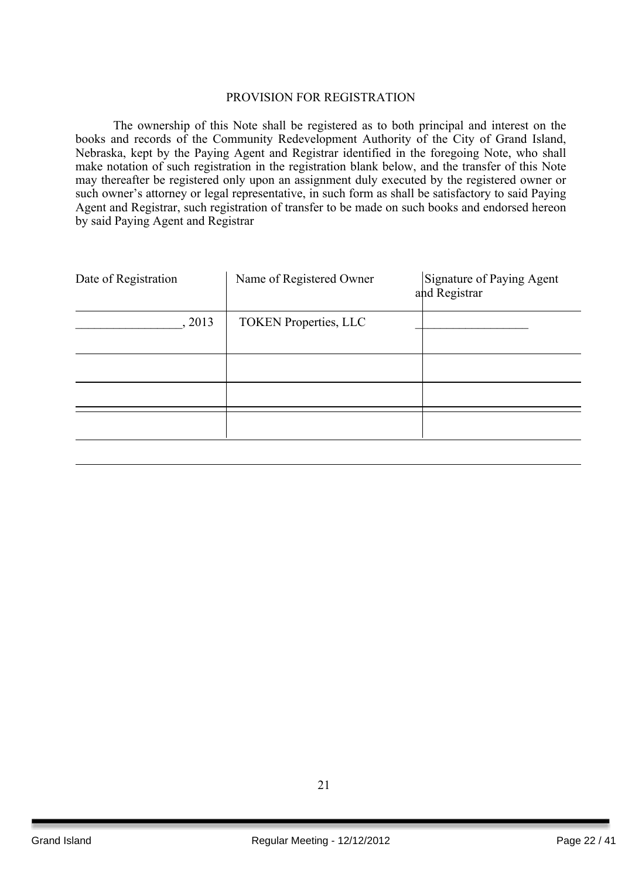## PROVISION FOR REGISTRATION

The ownership of this Note shall be registered as to both principal and interest on the books and records of the Community Redevelopment Authority of the City of Grand Island, Nebraska, kept by the Paying Agent and Registrar identified in the foregoing Note, who shall make notation of such registration in the registration blank below, and the transfer of this Note may thereafter be registered only upon an assignment duly executed by the registered owner or such owner's attorney or legal representative, in such form as shall be satisfactory to said Paying Agent and Registrar, such registration of transfer to be made on such books and endorsed hereon by said Paying Agent and Registrar

| Date of Registration | Name of Registered Owner | Signature of Paying Agent and Registrar |
|---|---|---|
| _________________, 2013 | TOKEN Properties, LLC | __________________ |
| | | |
| | | |
| | | |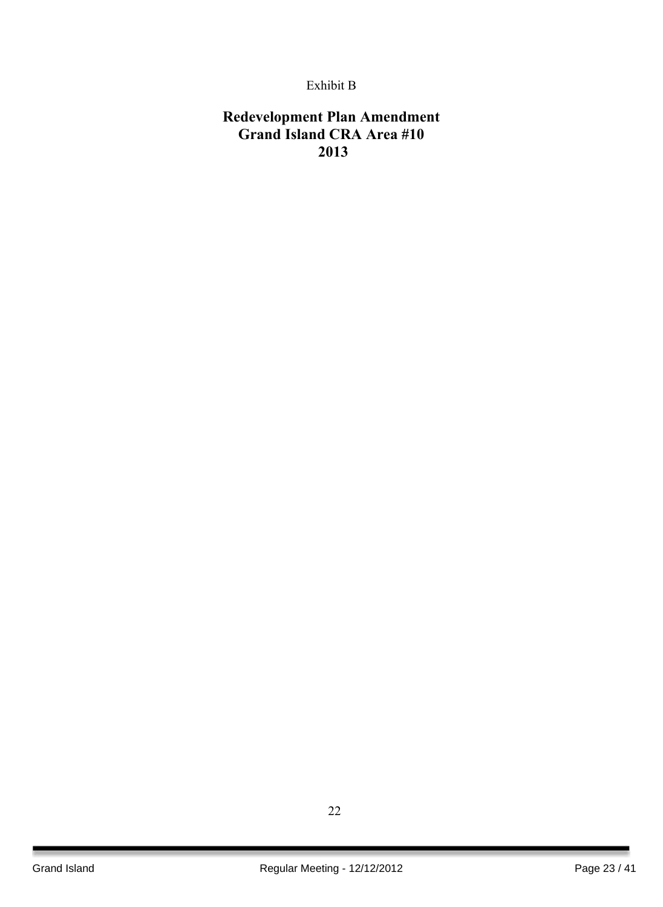Exhibit B

# Redevelopment Plan Amendment
# Grand Island CRA Area #10
# 2013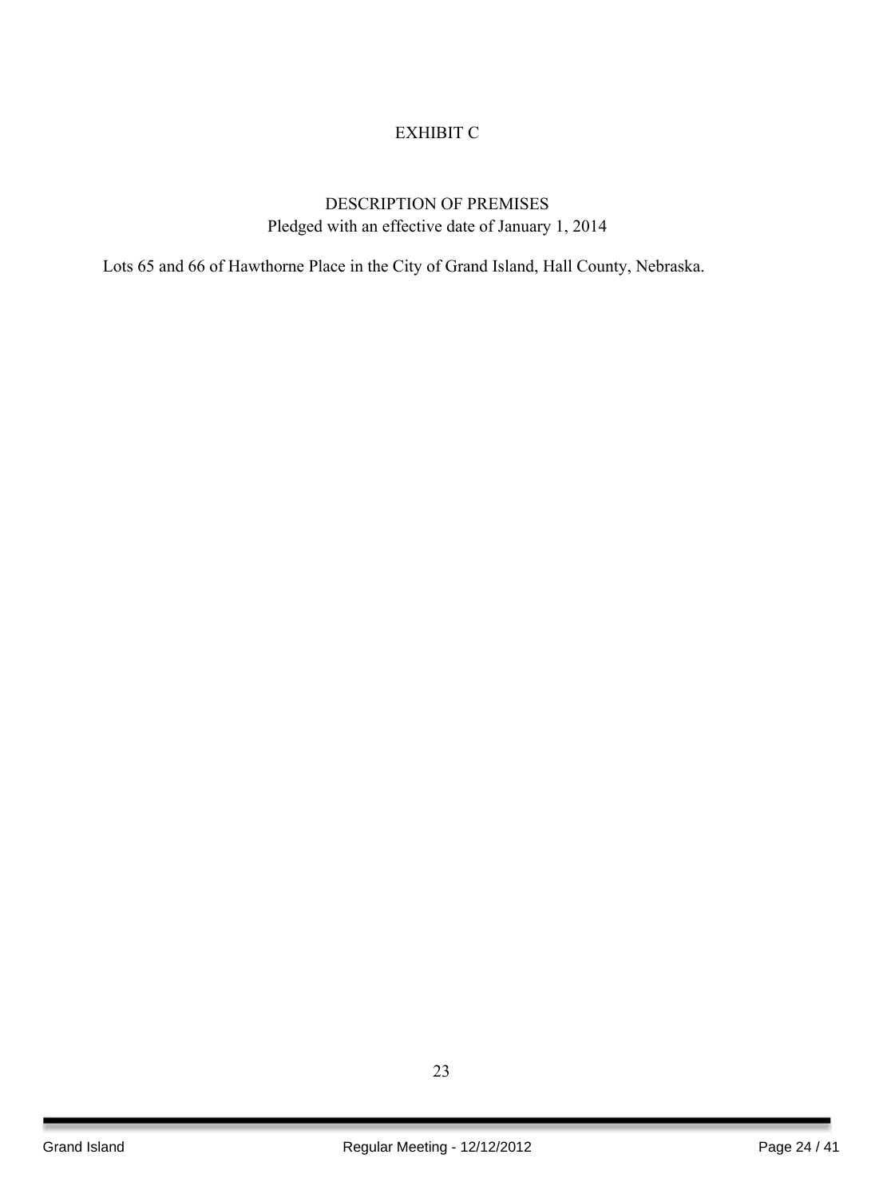# EXHIBIT C

## DESCRIPTION OF PREMISES

Pledged with an effective date of January 1, 2014

Lots 65 and 66 of Hawthorne Place in the City of Grand Island, Hall County, Nebraska.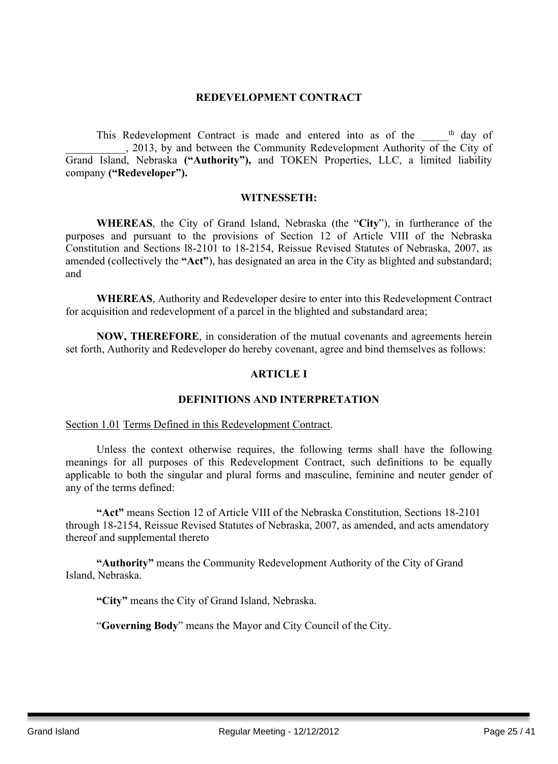# REDEVELOPMENT CONTRACT

This Redevelopment Contract is made and entered into as of the _____th day of ___________, 2013, by and between the Community Redevelopment Authority of the City of Grand Island, Nebraska **("Authority"),** and TOKEN Properties, LLC, a limited liability company **("Redeveloper").**

## WITNESSETH:

**WHEREAS**, the City of Grand Island, Nebraska (the "**City**"), in furtherance of the purposes and pursuant to the provisions of Section 12 of Article VIII of the Nebraska Constitution and Sections l8-2101 to 18-2154, Reissue Revised Statutes of Nebraska, 2007, as amended (collectively the **"Act"**), has designated an area in the City as blighted and substandard; and

**WHEREAS**, Authority and Redeveloper desire to enter into this Redevelopment Contract for acquisition and redevelopment of a parcel in the blighted and substandard area;

**NOW, THEREFORE**, in consideration of the mutual covenants and agreements herein set forth, Authority and Redeveloper do hereby covenant, agree and bind themselves as follows:

## ARTICLE I

## DEFINITIONS AND INTERPRETATION

Section 1.01 Terms Defined in this Redevelopment Contract.

Unless the context otherwise requires, the following terms shall have the following meanings for all purposes of this Redevelopment Contract, such definitions to be equally applicable to both the singular and plural forms and masculine, feminine and neuter gender of any of the terms defined:

**"Act"** means Section 12 of Article VIII of the Nebraska Constitution, Sections 18-2101 through 18-2154, Reissue Revised Statutes of Nebraska, 2007, as amended, and acts amendatory thereof and supplemental thereto

**"Authority"** means the Community Redevelopment Authority of the City of Grand Island, Nebraska.

**"City"** means the City of Grand Island, Nebraska.

"**Governing Body**" means the Mayor and City Council of the City.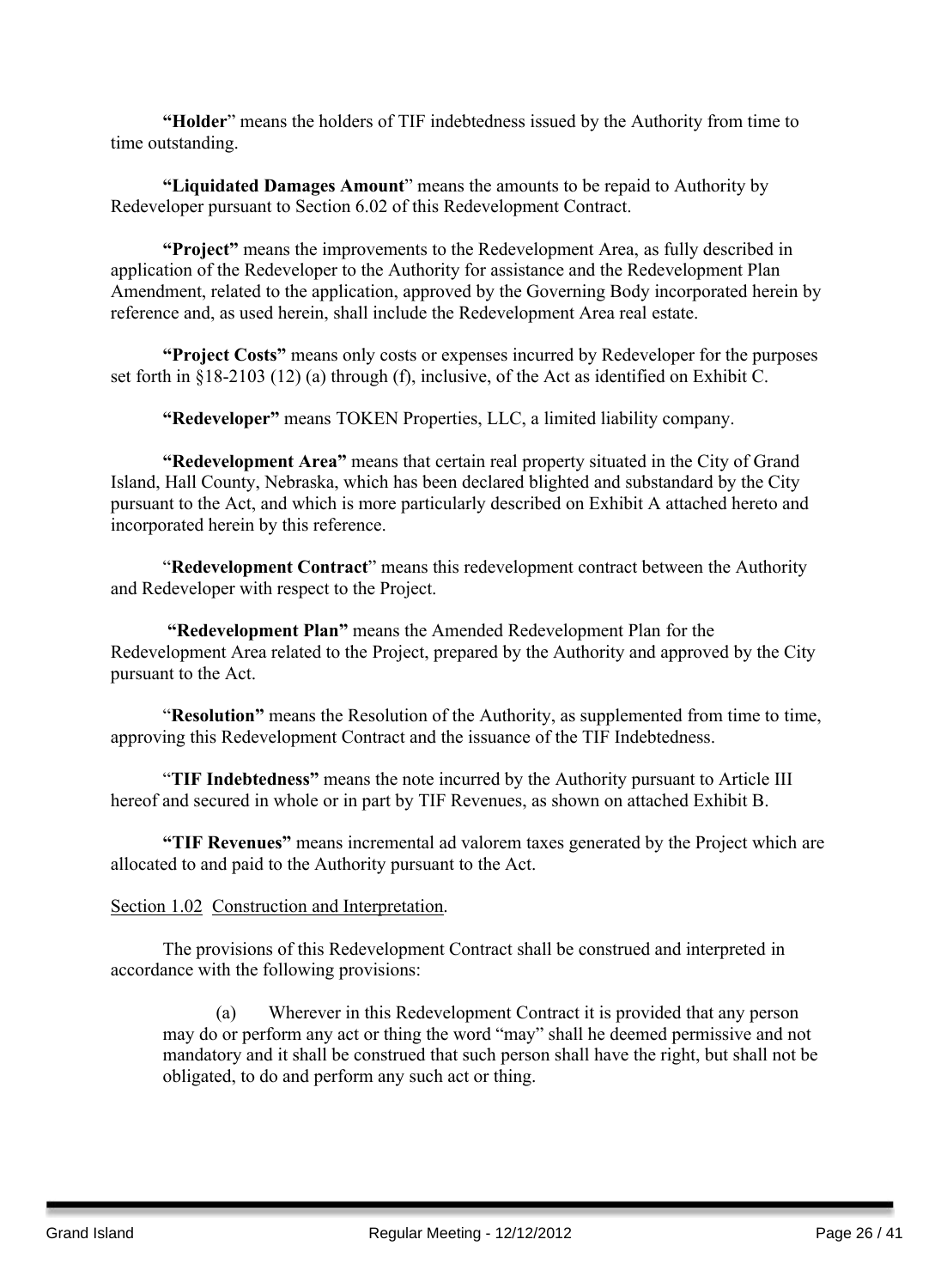**"Holder"** means the holders of TIF indebtedness issued by the Authority from time to time outstanding.

**"Liquidated Damages Amount"** means the amounts to be repaid to Authority by Redeveloper pursuant to Section 6.02 of this Redevelopment Contract.

**"Project"** means the improvements to the Redevelopment Area, as fully described in application of the Redeveloper to the Authority for assistance and the Redevelopment Plan Amendment, related to the application, approved by the Governing Body incorporated herein by reference and, as used herein, shall include the Redevelopment Area real estate.

**"Project Costs"** means only costs or expenses incurred by Redeveloper for the purposes set forth in §18-2103 (12) (a) through (f), inclusive, of the Act as identified on Exhibit C.

**"Redeveloper"** means TOKEN Properties, LLC, a limited liability company.

**"Redevelopment Area"** means that certain real property situated in the City of Grand Island, Hall County, Nebraska, which has been declared blighted and substandard by the City pursuant to the Act, and which is more particularly described on Exhibit A attached hereto and incorporated herein by this reference.

"**Redevelopment Contract**" means this redevelopment contract between the Authority and Redeveloper with respect to the Project.

**"Redevelopment Plan"** means the Amended Redevelopment Plan for the Redevelopment Area related to the Project, prepared by the Authority and approved by the City pursuant to the Act.

"**Resolution"** means the Resolution of the Authority, as supplemented from time to time, approving this Redevelopment Contract and the issuance of the TIF Indebtedness.

"**TIF Indebtedness"** means the note incurred by the Authority pursuant to Article III hereof and secured in whole or in part by TIF Revenues, as shown on attached Exhibit B.

**"TIF Revenues"** means incremental ad valorem taxes generated by the Project which are allocated to and paid to the Authority pursuant to the Act.

Section 1.02 Construction and Interpretation.

The provisions of this Redevelopment Contract shall be construed and interpreted in accordance with the following provisions:

(a) Wherever in this Redevelopment Contract it is provided that any person may do or perform any act or thing the word "may" shall he deemed permissive and not mandatory and it shall be construed that such person shall have the right, but shall not be obligated, to do and perform any such act or thing.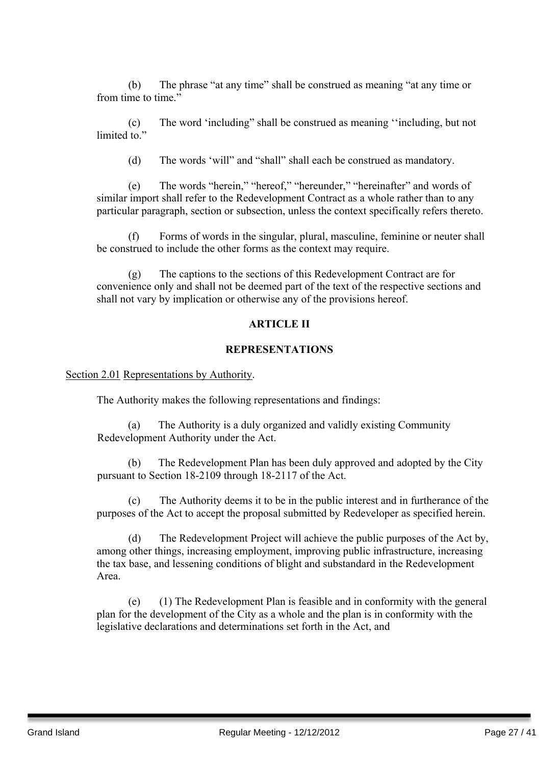(b) The phrase "at any time" shall be construed as meaning "at any time or from time to time."

(c) The word 'including" shall be construed as meaning ''including, but not limited to."

(d) The words 'will" and "shall" shall each be construed as mandatory.

(e) The words "herein," "hereof," "hereunder," "hereinafter" and words of similar import shall refer to the Redevelopment Contract as a whole rather than to any particular paragraph, section or subsection, unless the context specifically refers thereto.

(f) Forms of words in the singular, plural, masculine, feminine or neuter shall be construed to include the other forms as the context may require.

(g) The captions to the sections of this Redevelopment Contract are for convenience only and shall not be deemed part of the text of the respective sections and shall not vary by implication or otherwise any of the provisions hereof.

**ARTICLE II**

**REPRESENTATIONS**

Section 2.01 Representations by Authority.

The Authority makes the following representations and findings:

(a) The Authority is a duly organized and validly existing Community Redevelopment Authority under the Act.

(b) The Redevelopment Plan has been duly approved and adopted by the City pursuant to Section 18-2109 through 18-2117 of the Act.

(c) The Authority deems it to be in the public interest and in furtherance of the purposes of the Act to accept the proposal submitted by Redeveloper as specified herein.

(d) The Redevelopment Project will achieve the public purposes of the Act by, among other things, increasing employment, improving public infrastructure, increasing the tax base, and lessening conditions of blight and substandard in the Redevelopment Area.

(e) (1) The Redevelopment Plan is feasible and in conformity with the general plan for the development of the City as a whole and the plan is in conformity with the legislative declarations and determinations set forth in the Act, and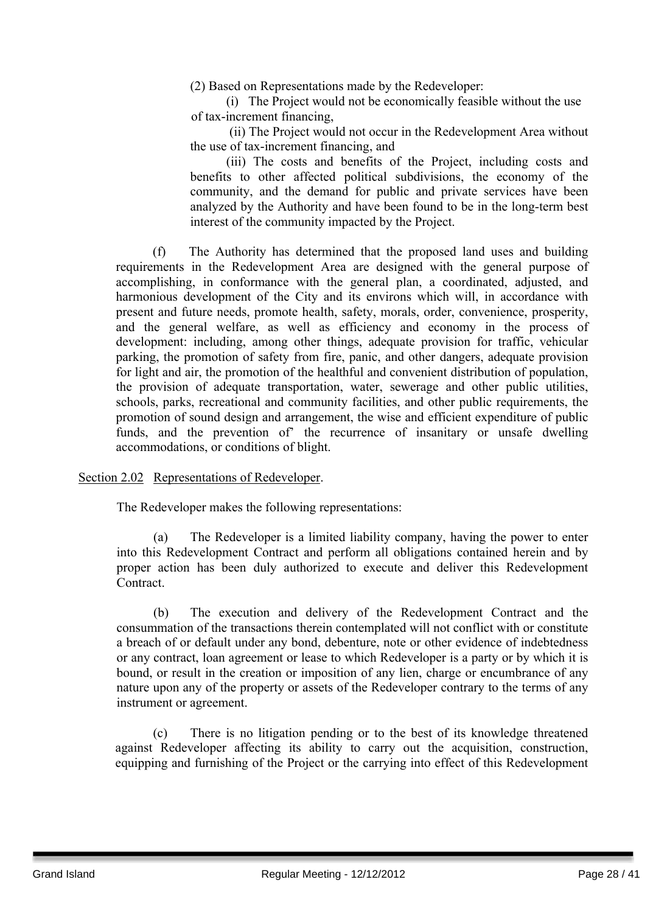(2) Based on Representations made by the Redeveloper:

(i) The Project would not be economically feasible without the use of tax-increment financing,

(ii) The Project would not occur in the Redevelopment Area without the use of tax-increment financing, and

(iii) The costs and benefits of the Project, including costs and benefits to other affected political subdivisions, the economy of the community, and the demand for public and private services have been analyzed by the Authority and have been found to be in the long-term best interest of the community impacted by the Project.

(f) The Authority has determined that the proposed land uses and building requirements in the Redevelopment Area are designed with the general purpose of accomplishing, in conformance with the general plan, a coordinated, adjusted, and harmonious development of the City and its environs which will, in accordance with present and future needs, promote health, safety, morals, order, convenience, prosperity, and the general welfare, as well as efficiency and economy in the process of development: including, among other things, adequate provision for traffic, vehicular parking, the promotion of safety from fire, panic, and other dangers, adequate provision for light and air, the promotion of the healthful and convenient distribution of population, the provision of adequate transportation, water, sewerage and other public utilities, schools, parks, recreational and community facilities, and other public requirements, the promotion of sound design and arrangement, the wise and efficient expenditure of public funds, and the prevention of' the recurrence of insanitary or unsafe dwelling accommodations, or conditions of blight.

Section 2.02 Representations of Redeveloper.

The Redeveloper makes the following representations:

(a) The Redeveloper is a limited liability company, having the power to enter into this Redevelopment Contract and perform all obligations contained herein and by proper action has been duly authorized to execute and deliver this Redevelopment Contract.

(b) The execution and delivery of the Redevelopment Contract and the consummation of the transactions therein contemplated will not conflict with or constitute a breach of or default under any bond, debenture, note or other evidence of indebtedness or any contract, loan agreement or lease to which Redeveloper is a party or by which it is bound, or result in the creation or imposition of any lien, charge or encumbrance of any nature upon any of the property or assets of the Redeveloper contrary to the terms of any instrument or agreement.

(c) There is no litigation pending or to the best of its knowledge threatened against Redeveloper affecting its ability to carry out the acquisition, construction, equipping and furnishing of the Project or the carrying into effect of this Redevelopment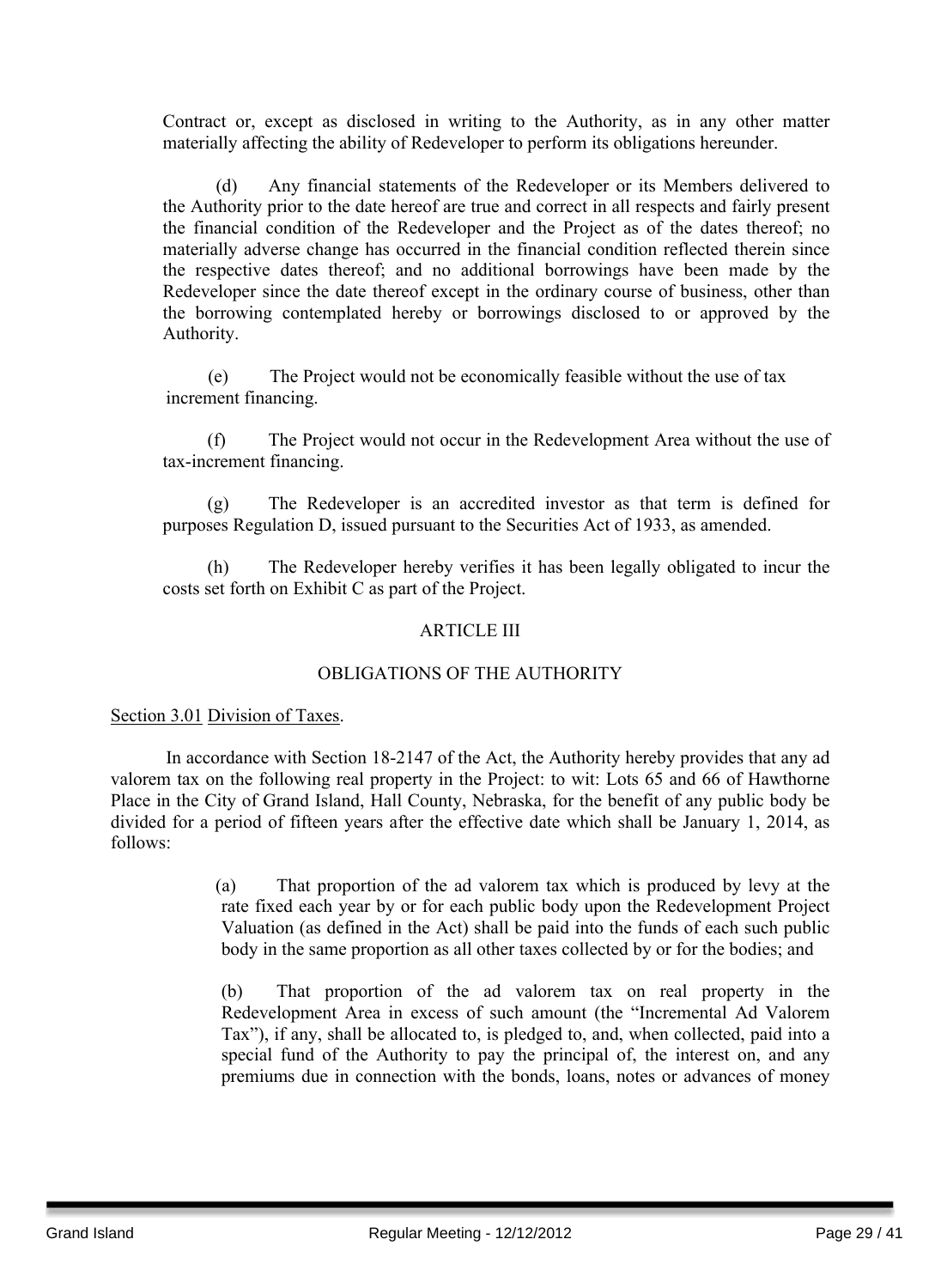Contract or, except as disclosed in writing to the Authority, as in any other matter materially affecting the ability of Redeveloper to perform its obligations hereunder.

(d) Any financial statements of the Redeveloper or its Members delivered to the Authority prior to the date hereof are true and correct in all respects and fairly present the financial condition of the Redeveloper and the Project as of the dates thereof; no materially adverse change has occurred in the financial condition reflected therein since the respective dates thereof; and no additional borrowings have been made by the Redeveloper since the date thereof except in the ordinary course of business, other than the borrowing contemplated hereby or borrowings disclosed to or approved by the Authority.

(e) The Project would not be economically feasible without the use of tax increment financing.

(f) The Project would not occur in the Redevelopment Area without the use of tax-increment financing.

(g) The Redeveloper is an accredited investor as that term is defined for purposes Regulation D, issued pursuant to the Securities Act of 1933, as amended.

(h) The Redeveloper hereby verifies it has been legally obligated to incur the costs set forth on Exhibit C as part of the Project.

## ARTICLE III

## OBLIGATIONS OF THE AUTHORITY

Section 3.01 Division of Taxes.

In accordance with Section 18-2147 of the Act, the Authority hereby provides that any ad valorem tax on the following real property in the Project: to wit: Lots 65 and 66 of Hawthorne Place in the City of Grand Island, Hall County, Nebraska, for the benefit of any public body be divided for a period of fifteen years after the effective date which shall be January 1, 2014, as follows:

(a) That proportion of the ad valorem tax which is produced by levy at the rate fixed each year by or for each public body upon the Redevelopment Project Valuation (as defined in the Act) shall be paid into the funds of each such public body in the same proportion as all other taxes collected by or for the bodies; and

(b) That proportion of the ad valorem tax on real property in the Redevelopment Area in excess of such amount (the "Incremental Ad Valorem Tax"), if any, shall be allocated to, is pledged to, and, when collected, paid into a special fund of the Authority to pay the principal of, the interest on, and any premiums due in connection with the bonds, loans, notes or advances of money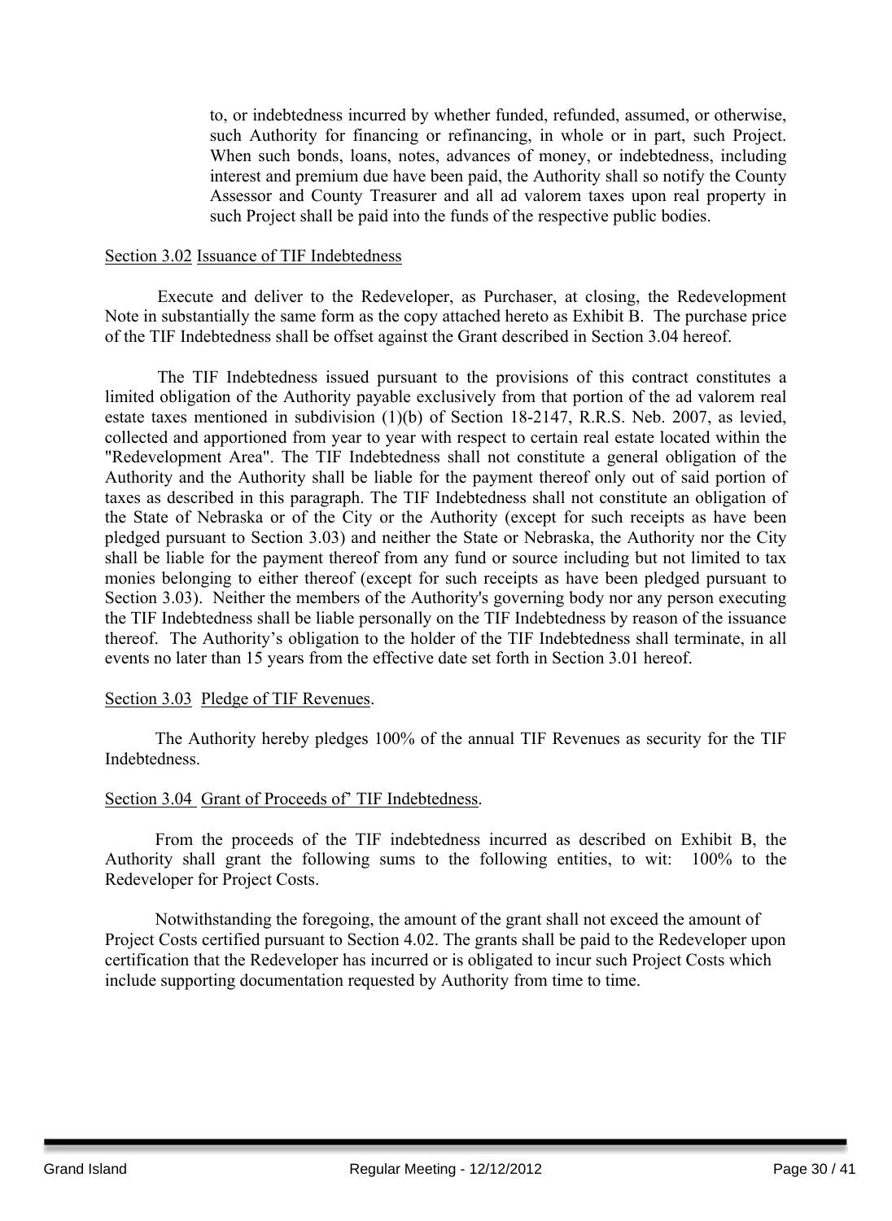to, or indebtedness incurred by whether funded, refunded, assumed, or otherwise, such Authority for financing or refinancing, in whole or in part, such Project. When such bonds, loans, notes, advances of money, or indebtedness, including interest and premium due have been paid, the Authority shall so notify the County Assessor and County Treasurer and all ad valorem taxes upon real property in such Project shall be paid into the funds of the respective public bodies.

Section 3.02 Issuance of TIF Indebtedness

Execute and deliver to the Redeveloper, as Purchaser, at closing, the Redevelopment Note in substantially the same form as the copy attached hereto as Exhibit B. The purchase price of the TIF Indebtedness shall be offset against the Grant described in Section 3.04 hereof.

The TIF Indebtedness issued pursuant to the provisions of this contract constitutes a limited obligation of the Authority payable exclusively from that portion of the ad valorem real estate taxes mentioned in subdivision (1)(b) of Section 18-2147, R.R.S. Neb. 2007, as levied, collected and apportioned from year to year with respect to certain real estate located within the "Redevelopment Area". The TIF Indebtedness shall not constitute a general obligation of the Authority and the Authority shall be liable for the payment thereof only out of said portion of taxes as described in this paragraph. The TIF Indebtedness shall not constitute an obligation of the State of Nebraska or of the City or the Authority (except for such receipts as have been pledged pursuant to Section 3.03) and neither the State or Nebraska, the Authority nor the City shall be liable for the payment thereof from any fund or source including but not limited to tax monies belonging to either thereof (except for such receipts as have been pledged pursuant to Section 3.03). Neither the members of the Authority's governing body nor any person executing the TIF Indebtedness shall be liable personally on the TIF Indebtedness by reason of the issuance thereof. The Authority's obligation to the holder of the TIF Indebtedness shall terminate, in all events no later than 15 years from the effective date set forth in Section 3.01 hereof.

Section 3.03 Pledge of TIF Revenues.

The Authority hereby pledges 100% of the annual TIF Revenues as security for the TIF Indebtedness.

Section 3.04 Grant of Proceeds of' TIF Indebtedness.

From the proceeds of the TIF indebtedness incurred as described on Exhibit B, the Authority shall grant the following sums to the following entities, to wit: 100% to the Redeveloper for Project Costs.

Notwithstanding the foregoing, the amount of the grant shall not exceed the amount of Project Costs certified pursuant to Section 4.02. The grants shall be paid to the Redeveloper upon certification that the Redeveloper has incurred or is obligated to incur such Project Costs which include supporting documentation requested by Authority from time to time.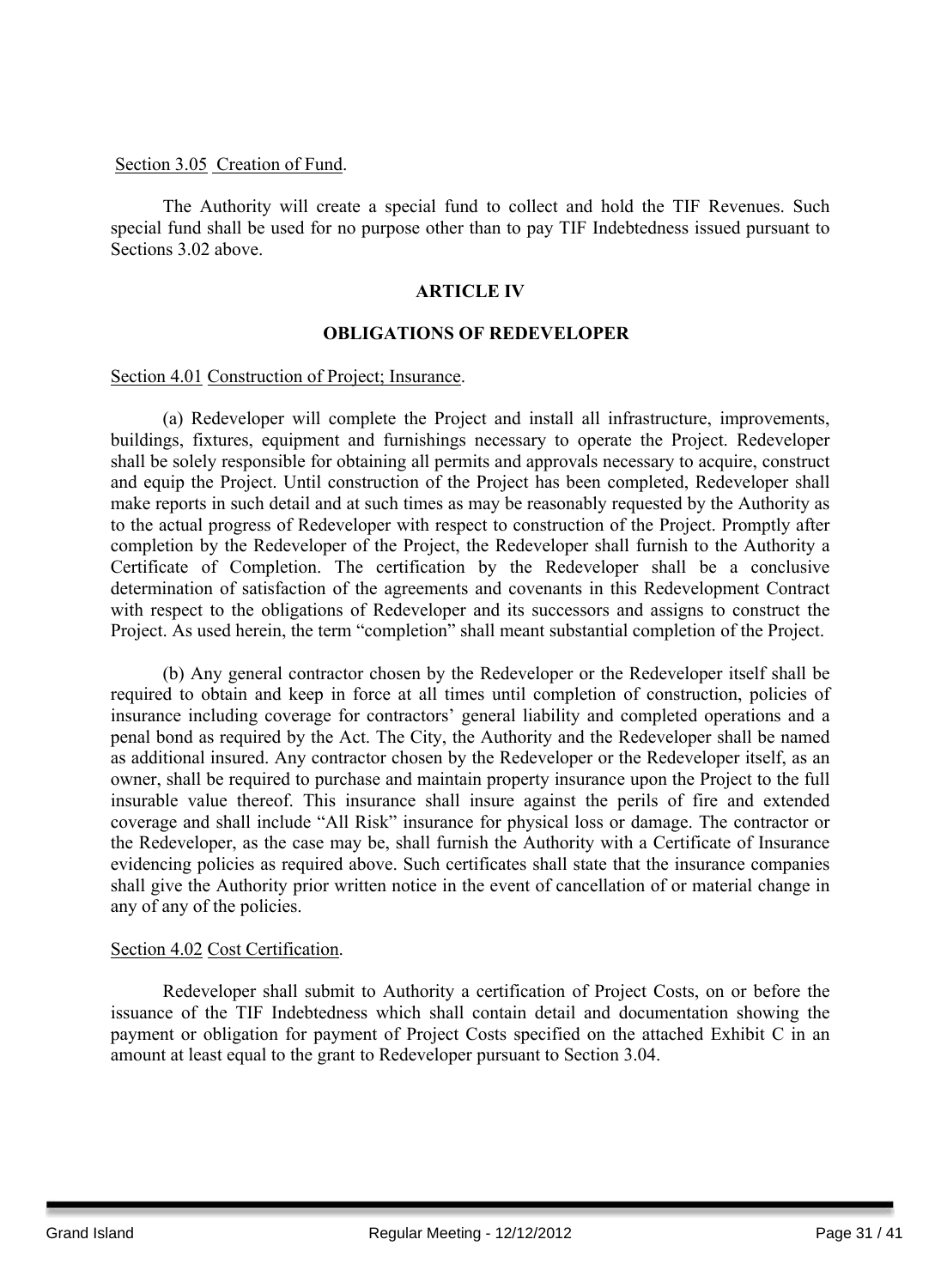Section 3.05 Creation of Fund.

The Authority will create a special fund to collect and hold the TIF Revenues. Such special fund shall be used for no purpose other than to pay TIF Indebtedness issued pursuant to Sections 3.02 above.

## ARTICLE IV

## OBLIGATIONS OF REDEVELOPER

Section 4.01 Construction of Project; Insurance.

(a) Redeveloper will complete the Project and install all infrastructure, improvements, buildings, fixtures, equipment and furnishings necessary to operate the Project. Redeveloper shall be solely responsible for obtaining all permits and approvals necessary to acquire, construct and equip the Project. Until construction of the Project has been completed, Redeveloper shall make reports in such detail and at such times as may be reasonably requested by the Authority as to the actual progress of Redeveloper with respect to construction of the Project. Promptly after completion by the Redeveloper of the Project, the Redeveloper shall furnish to the Authority a Certificate of Completion. The certification by the Redeveloper shall be a conclusive determination of satisfaction of the agreements and covenants in this Redevelopment Contract with respect to the obligations of Redeveloper and its successors and assigns to construct the Project. As used herein, the term "completion" shall meant substantial completion of the Project.

(b) Any general contractor chosen by the Redeveloper or the Redeveloper itself shall be required to obtain and keep in force at all times until completion of construction, policies of insurance including coverage for contractors' general liability and completed operations and a penal bond as required by the Act. The City, the Authority and the Redeveloper shall be named as additional insured. Any contractor chosen by the Redeveloper or the Redeveloper itself, as an owner, shall be required to purchase and maintain property insurance upon the Project to the full insurable value thereof. This insurance shall insure against the perils of fire and extended coverage and shall include "All Risk" insurance for physical loss or damage. The contractor or the Redeveloper, as the case may be, shall furnish the Authority with a Certificate of Insurance evidencing policies as required above. Such certificates shall state that the insurance companies shall give the Authority prior written notice in the event of cancellation of or material change in any of any of the policies.

Section 4.02 Cost Certification.

Redeveloper shall submit to Authority a certification of Project Costs, on or before the issuance of the TIF Indebtedness which shall contain detail and documentation showing the payment or obligation for payment of Project Costs specified on the attached Exhibit C in an amount at least equal to the grant to Redeveloper pursuant to Section 3.04.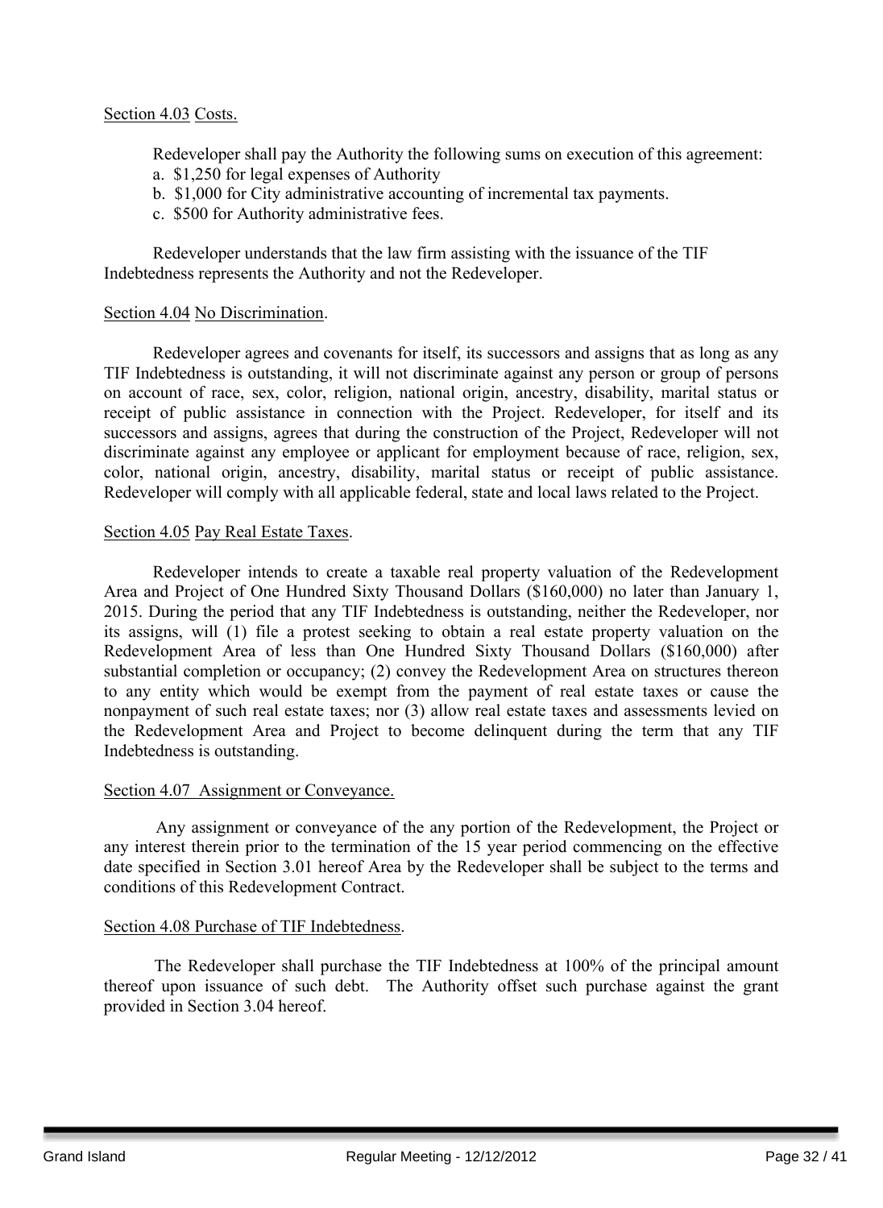Section 4.03 Costs.

Redeveloper shall pay the Authority the following sums on execution of this agreement:

a. $1,250 for legal expenses of Authority
b. $1,000 for City administrative accounting of incremental tax payments.
c. $500 for Authority administrative fees.

Redeveloper understands that the law firm assisting with the issuance of the TIF Indebtedness represents the Authority and not the Redeveloper.

Section 4.04 No Discrimination.

Redeveloper agrees and covenants for itself, its successors and assigns that as long as any TIF Indebtedness is outstanding, it will not discriminate against any person or group of persons on account of race, sex, color, religion, national origin, ancestry, disability, marital status or receipt of public assistance in connection with the Project. Redeveloper, for itself and its successors and assigns, agrees that during the construction of the Project, Redeveloper will not discriminate against any employee or applicant for employment because of race, religion, sex, color, national origin, ancestry, disability, marital status or receipt of public assistance. Redeveloper will comply with all applicable federal, state and local laws related to the Project.

Section 4.05 Pay Real Estate Taxes.

Redeveloper intends to create a taxable real property valuation of the Redevelopment Area and Project of One Hundred Sixty Thousand Dollars ($160,000) no later than January 1, 2015. During the period that any TIF Indebtedness is outstanding, neither the Redeveloper, nor its assigns, will (1) file a protest seeking to obtain a real estate property valuation on the Redevelopment Area of less than One Hundred Sixty Thousand Dollars ($160,000) after substantial completion or occupancy; (2) convey the Redevelopment Area on structures thereon to any entity which would be exempt from the payment of real estate taxes or cause the nonpayment of such real estate taxes; nor (3) allow real estate taxes and assessments levied on the Redevelopment Area and Project to become delinquent during the term that any TIF Indebtedness is outstanding.

Section 4.07 Assignment or Conveyance.

Any assignment or conveyance of the any portion of the Redevelopment, the Project or any interest therein prior to the termination of the 15 year period commencing on the effective date specified in Section 3.01 hereof Area by the Redeveloper shall be subject to the terms and conditions of this Redevelopment Contract.

Section 4.08 Purchase of TIF Indebtedness.

The Redeveloper shall purchase the TIF Indebtedness at 100% of the principal amount thereof upon issuance of such debt. The Authority offset such purchase against the grant provided in Section 3.04 hereof.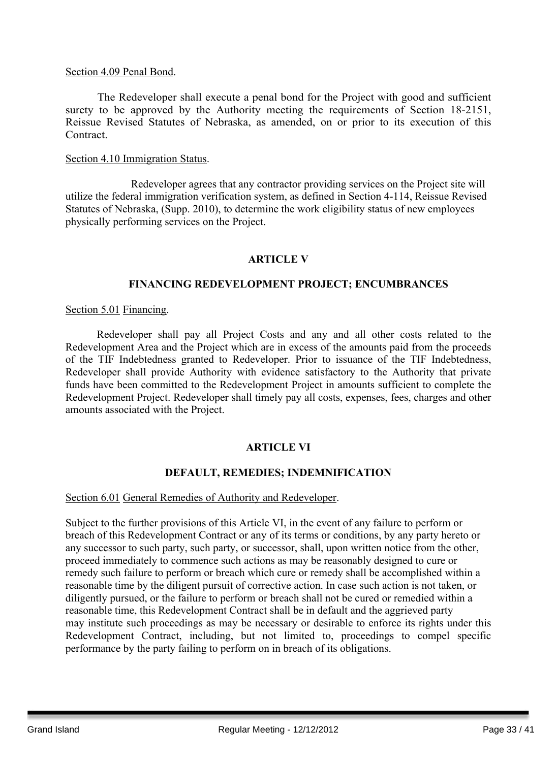Section 4.09 Penal Bond.

The Redeveloper shall execute a penal bond for the Project with good and sufficient surety to be approved by the Authority meeting the requirements of Section 18-2151, Reissue Revised Statutes of Nebraska, as amended, on or prior to its execution of this Contract.

Section 4.10 Immigration Status.

Redeveloper agrees that any contractor providing services on the Project site will utilize the federal immigration verification system, as defined in Section 4-114, Reissue Revised Statutes of Nebraska, (Supp. 2010), to determine the work eligibility status of new employees physically performing services on the Project.

## ARTICLE V

## FINANCING REDEVELOPMENT PROJECT; ENCUMBRANCES

Section 5.01 Financing.

Redeveloper shall pay all Project Costs and any and all other costs related to the Redevelopment Area and the Project which are in excess of the amounts paid from the proceeds of the TIF Indebtedness granted to Redeveloper. Prior to issuance of the TIF Indebtedness, Redeveloper shall provide Authority with evidence satisfactory to the Authority that private funds have been committed to the Redevelopment Project in amounts sufficient to complete the Redevelopment Project. Redeveloper shall timely pay all costs, expenses, fees, charges and other amounts associated with the Project.

## ARTICLE VI

## DEFAULT, REMEDIES; INDEMNIFICATION

Section 6.01 General Remedies of Authority and Redeveloper.

Subject to the further provisions of this Article VI, in the event of any failure to perform or breach of this Redevelopment Contract or any of its terms or conditions, by any party hereto or any successor to such party, such party, or successor, shall, upon written notice from the other, proceed immediately to commence such actions as may be reasonably designed to cure or remedy such failure to perform or breach which cure or remedy shall be accomplished within a reasonable time by the diligent pursuit of corrective action. In case such action is not taken, or diligently pursued, or the failure to perform or breach shall not be cured or remedied within a reasonable time, this Redevelopment Contract shall be in default and the aggrieved party may institute such proceedings as may be necessary or desirable to enforce its rights under this Redevelopment Contract, including, but not limited to, proceedings to compel specific performance by the party failing to perform on in breach of its obligations.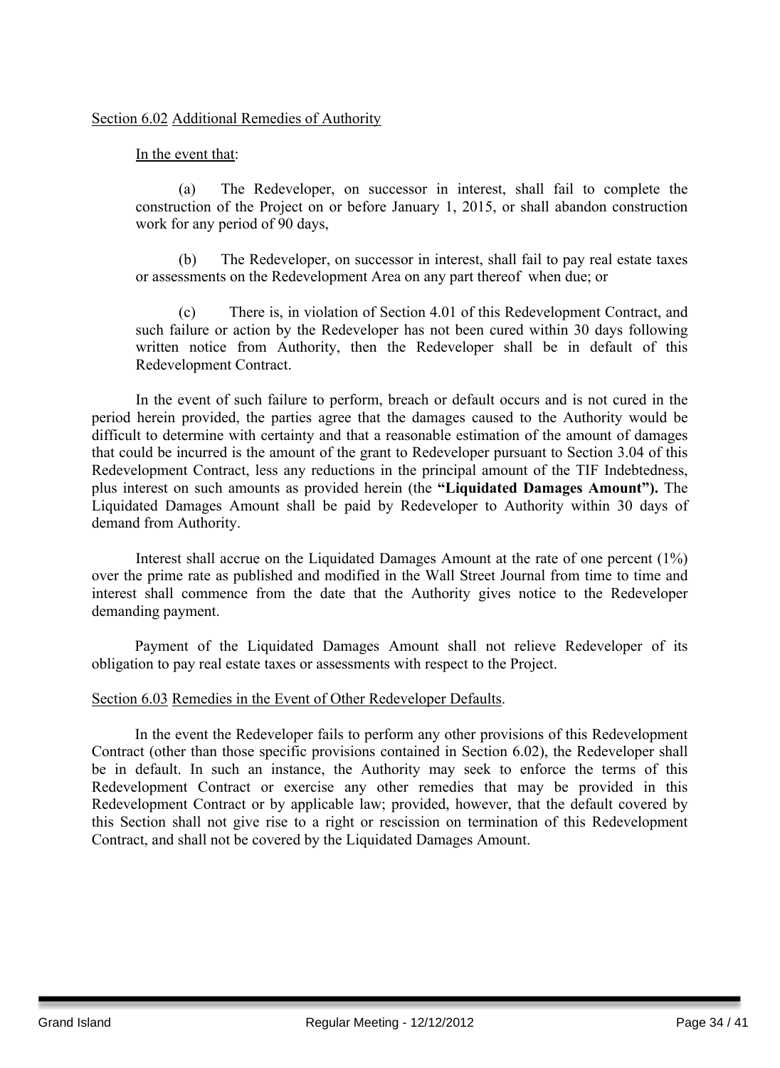Section 6.02 Additional Remedies of Authority

In the event that:

(a) The Redeveloper, on successor in interest, shall fail to complete the construction of the Project on or before January 1, 2015, or shall abandon construction work for any period of 90 days,

(b) The Redeveloper, on successor in interest, shall fail to pay real estate taxes or assessments on the Redevelopment Area on any part thereof when due; or

(c) There is, in violation of Section 4.01 of this Redevelopment Contract, and such failure or action by the Redeveloper has not been cured within 30 days following written notice from Authority, then the Redeveloper shall be in default of this Redevelopment Contract.

In the event of such failure to perform, breach or default occurs and is not cured in the period herein provided, the parties agree that the damages caused to the Authority would be difficult to determine with certainty and that a reasonable estimation of the amount of damages that could be incurred is the amount of the grant to Redeveloper pursuant to Section 3.04 of this Redevelopment Contract, less any reductions in the principal amount of the TIF Indebtedness, plus interest on such amounts as provided herein (the **"Liquidated Damages Amount").** The Liquidated Damages Amount shall be paid by Redeveloper to Authority within 30 days of demand from Authority.

Interest shall accrue on the Liquidated Damages Amount at the rate of one percent (1%) over the prime rate as published and modified in the Wall Street Journal from time to time and interest shall commence from the date that the Authority gives notice to the Redeveloper demanding payment.

Payment of the Liquidated Damages Amount shall not relieve Redeveloper of its obligation to pay real estate taxes or assessments with respect to the Project.

Section 6.03 Remedies in the Event of Other Redeveloper Defaults.

In the event the Redeveloper fails to perform any other provisions of this Redevelopment Contract (other than those specific provisions contained in Section 6.02), the Redeveloper shall be in default. In such an instance, the Authority may seek to enforce the terms of this Redevelopment Contract or exercise any other remedies that may be provided in this Redevelopment Contract or by applicable law; provided, however, that the default covered by this Section shall not give rise to a right or rescission on termination of this Redevelopment Contract, and shall not be covered by the Liquidated Damages Amount.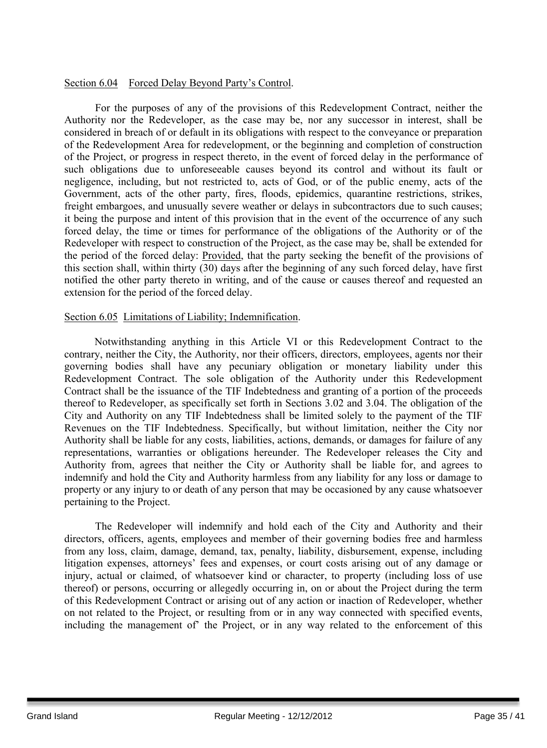Section 6.04 Forced Delay Beyond Party's Control.

For the purposes of any of the provisions of this Redevelopment Contract, neither the Authority nor the Redeveloper, as the case may be, nor any successor in interest, shall be considered in breach of or default in its obligations with respect to the conveyance or preparation of the Redevelopment Area for redevelopment, or the beginning and completion of construction of the Project, or progress in respect thereto, in the event of forced delay in the performance of such obligations due to unforeseeable causes beyond its control and without its fault or negligence, including, but not restricted to, acts of God, or of the public enemy, acts of the Government, acts of the other party, fires, floods, epidemics, quarantine restrictions, strikes, freight embargoes, and unusually severe weather or delays in subcontractors due to such causes; it being the purpose and intent of this provision that in the event of the occurrence of any such forced delay, the time or times for performance of the obligations of the Authority or of the Redeveloper with respect to construction of the Project, as the case may be, shall be extended for the period of the forced delay: Provided, that the party seeking the benefit of the provisions of this section shall, within thirty (30) days after the beginning of any such forced delay, have first notified the other party thereto in writing, and of the cause or causes thereof and requested an extension for the period of the forced delay.

Section 6.05 Limitations of Liability; Indemnification.

Notwithstanding anything in this Article VI or this Redevelopment Contract to the contrary, neither the City, the Authority, nor their officers, directors, employees, agents nor their governing bodies shall have any pecuniary obligation or monetary liability under this Redevelopment Contract. The sole obligation of the Authority under this Redevelopment Contract shall be the issuance of the TIF Indebtedness and granting of a portion of the proceeds thereof to Redeveloper, as specifically set forth in Sections 3.02 and 3.04. The obligation of the City and Authority on any TIF Indebtedness shall be limited solely to the payment of the TIF Revenues on the TIF Indebtedness. Specifically, but without limitation, neither the City nor Authority shall be liable for any costs, liabilities, actions, demands, or damages for failure of any representations, warranties or obligations hereunder. The Redeveloper releases the City and Authority from, agrees that neither the City or Authority shall be liable for, and agrees to indemnify and hold the City and Authority harmless from any liability for any loss or damage to property or any injury to or death of any person that may be occasioned by any cause whatsoever pertaining to the Project.

The Redeveloper will indemnify and hold each of the City and Authority and their directors, officers, agents, employees and member of their governing bodies free and harmless from any loss, claim, damage, demand, tax, penalty, liability, disbursement, expense, including litigation expenses, attorneys' fees and expenses, or court costs arising out of any damage or injury, actual or claimed, of whatsoever kind or character, to property (including loss of use thereof) or persons, occurring or allegedly occurring in, on or about the Project during the term of this Redevelopment Contract or arising out of any action or inaction of Redeveloper, whether on not related to the Project, or resulting from or in any way connected with specified events, including the management of' the Project, or in any way related to the enforcement of this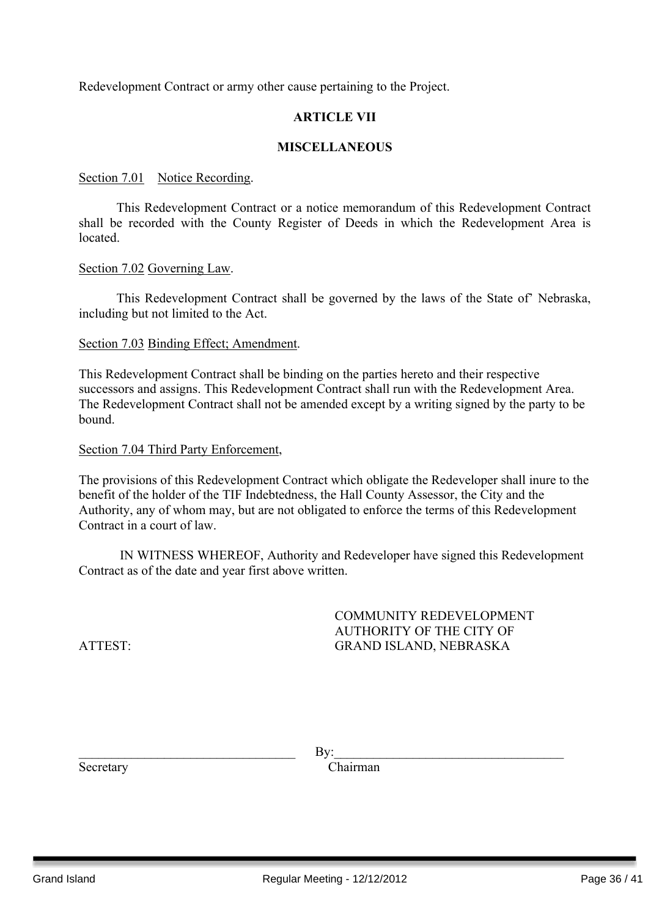Redevelopment Contract or army other cause pertaining to the Project.

## ARTICLE VII

## MISCELLANEOUS

Section 7.01 Notice Recording.

This Redevelopment Contract or a notice memorandum of this Redevelopment Contract shall be recorded with the County Register of Deeds in which the Redevelopment Area is located.

Section 7.02 Governing Law.

This Redevelopment Contract shall be governed by the laws of the State of' Nebraska, including but not limited to the Act.

Section 7.03 Binding Effect; Amendment.

This Redevelopment Contract shall be binding on the parties hereto and their respective successors and assigns. This Redevelopment Contract shall run with the Redevelopment Area. The Redevelopment Contract shall not be amended except by a writing signed by the party to be bound.

Section 7.04 Third Party Enforcement,

The provisions of this Redevelopment Contract which obligate the Redeveloper shall inure to the benefit of the holder of the TIF Indebtedness, the Hall County Assessor, the City and the Authority, any of whom may, but are not obligated to enforce the terms of this Redevelopment Contract in a court of law.

IN WITNESS WHEREOF, Authority and Redeveloper have signed this Redevelopment Contract as of the date and year first above written.

COMMUNITY REDEVELOPMENT AUTHORITY OF THE CITY OF GRAND ISLAND, NEBRASKA

ATTEST:

\_\_\_\_\_\_\_\_\_\_\_\_\_\_\_\_\_\_\_\_\_\_\_\_\_\_\_\_\_\_\_\_\_\_ By:\_\_\_\_\_\_\_\_\_\_\_\_\_\_\_\_\_\_\_\_\_\_\_\_\_\_\_\_\_\_\_\_\_\_\_\_

Secretary Chairman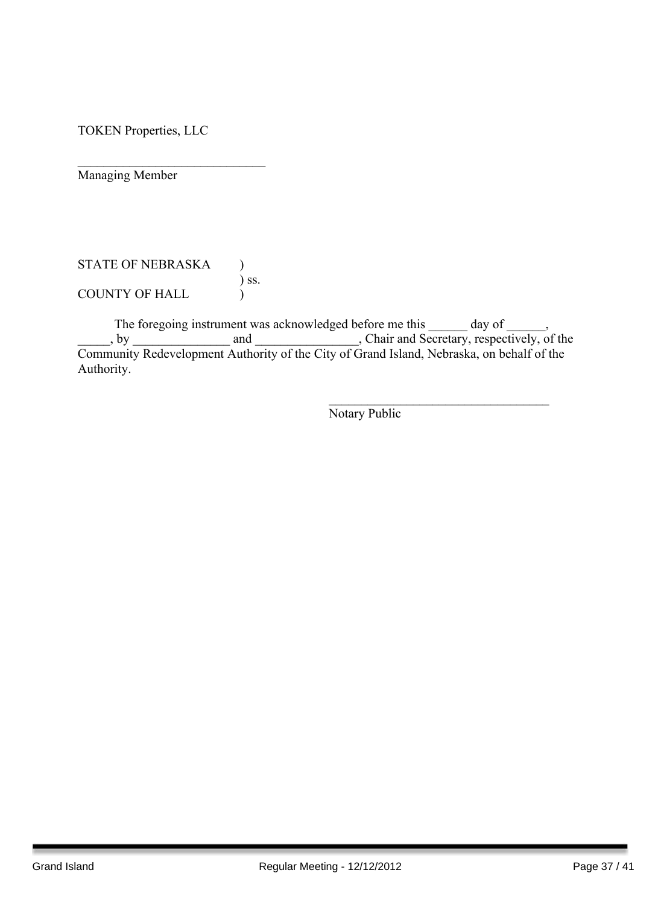TOKEN Properties, LLC

_____________________________
Managing Member

STATE OF NEBRASKA )
) ss.
COUNTY OF HALL )

The foregoing instrument was acknowledged before me this ______ day of ______, _____, by _______________ and ________________, Chair and Secretary, respectively, of the Community Redevelopment Authority of the City of Grand Island, Nebraska, on behalf of the Authority.

___________________________________
Notary Public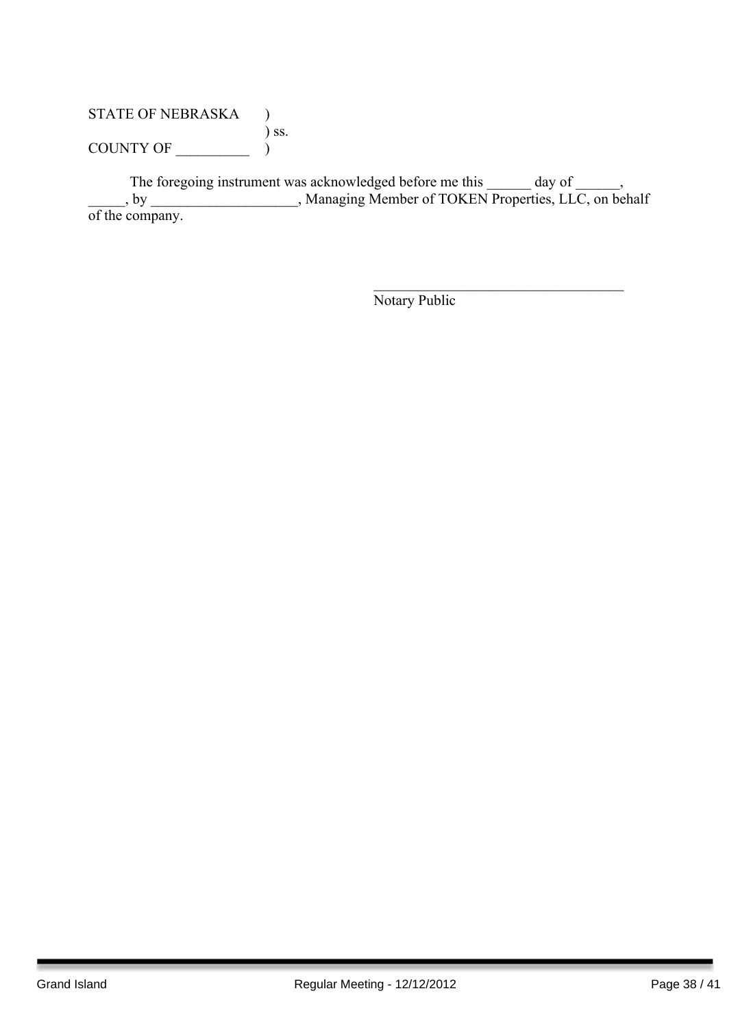STATE OF NEBRASKA )
) ss.
COUNTY OF __________ )

The foregoing instrument was acknowledged before me this ______ day of ______, _____, by ____________________, Managing Member of TOKEN Properties, LLC, on behalf of the company.

___________________________________
Notary Public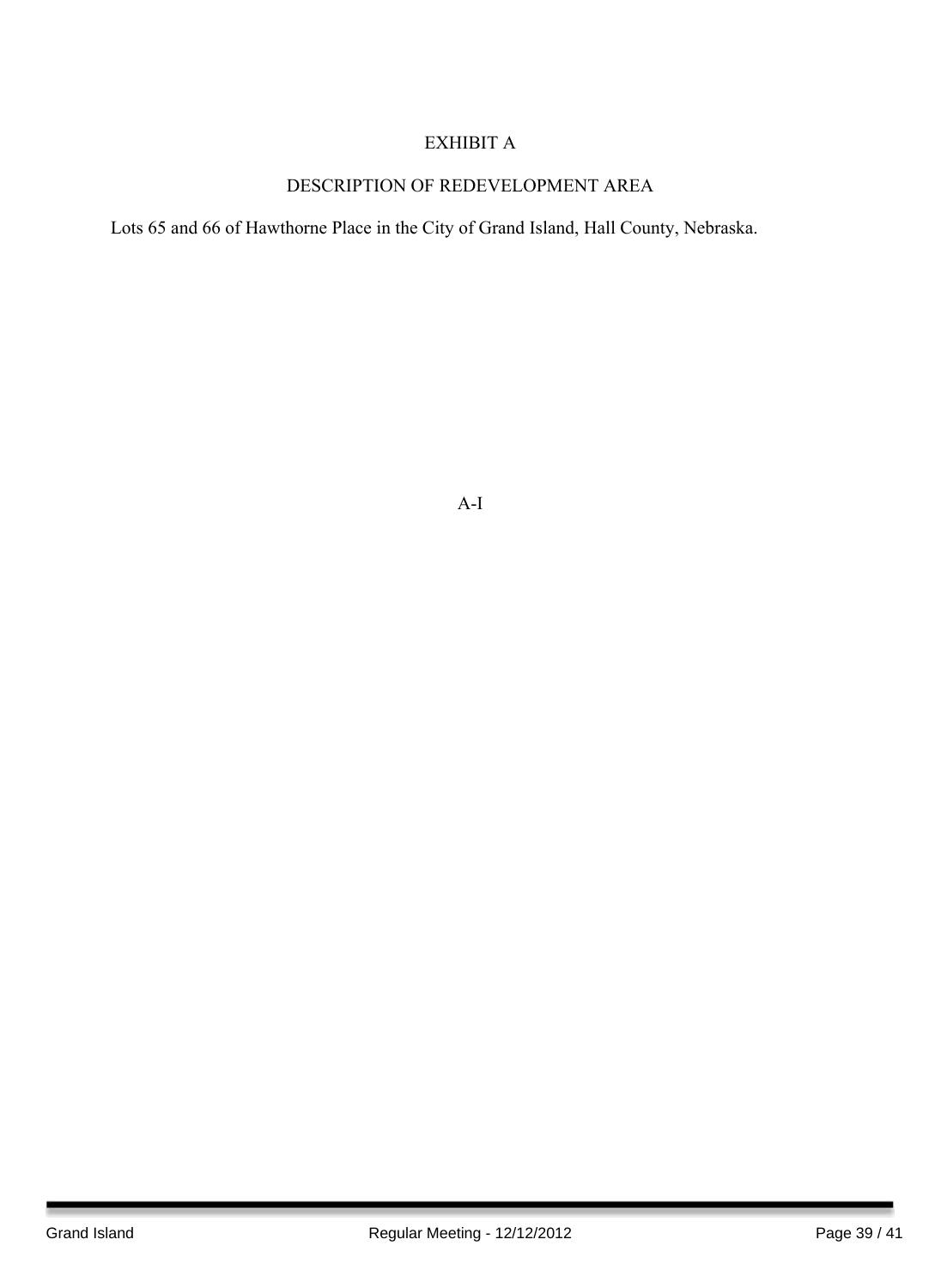# EXHIBIT A

## DESCRIPTION OF REDEVELOPMENT AREA

Lots 65 and 66 of Hawthorne Place in the City of Grand Island, Hall County, Nebraska.

A-I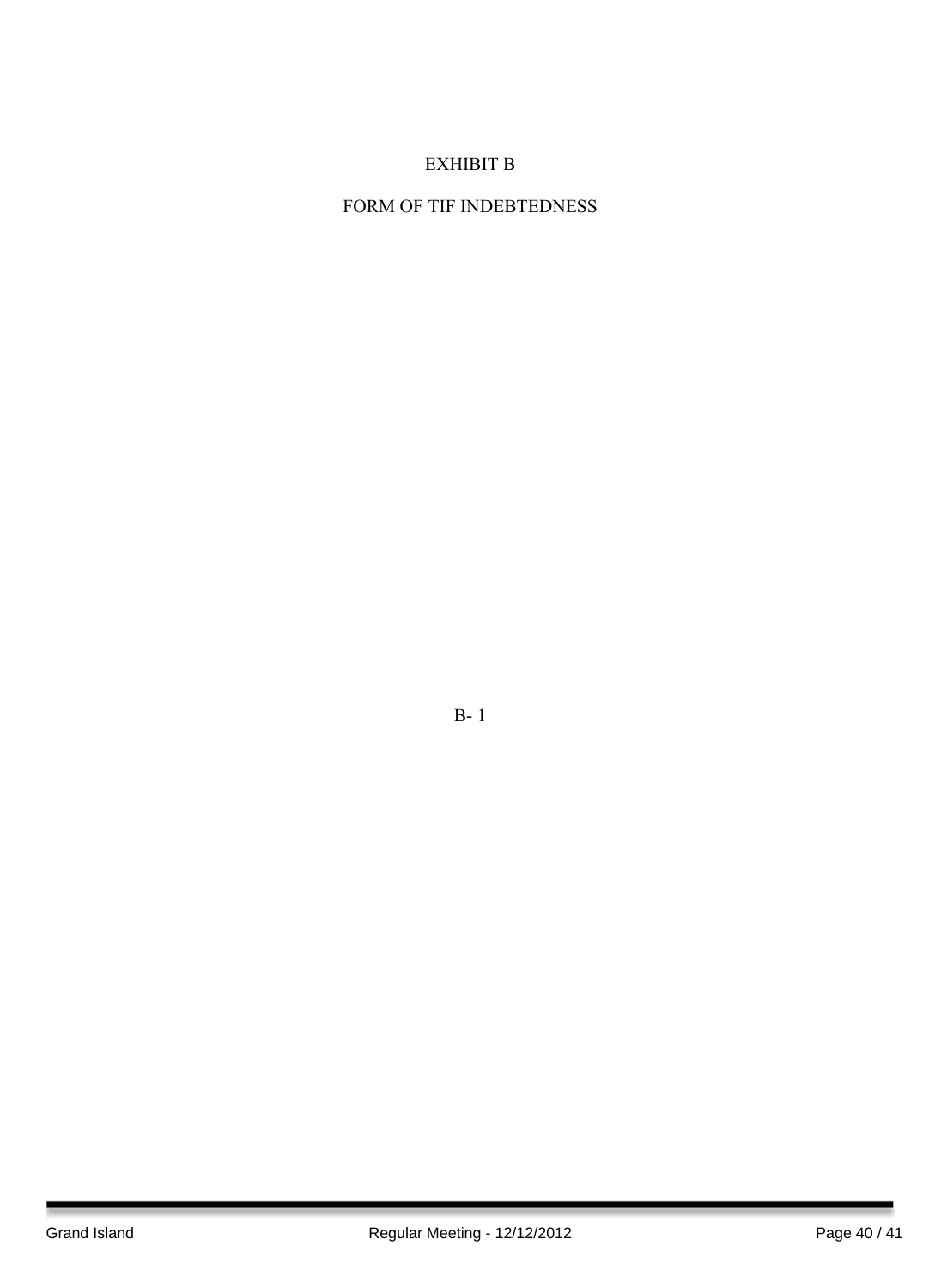# EXHIBIT B

## FORM OF TIF INDEBTEDNESS

B- 1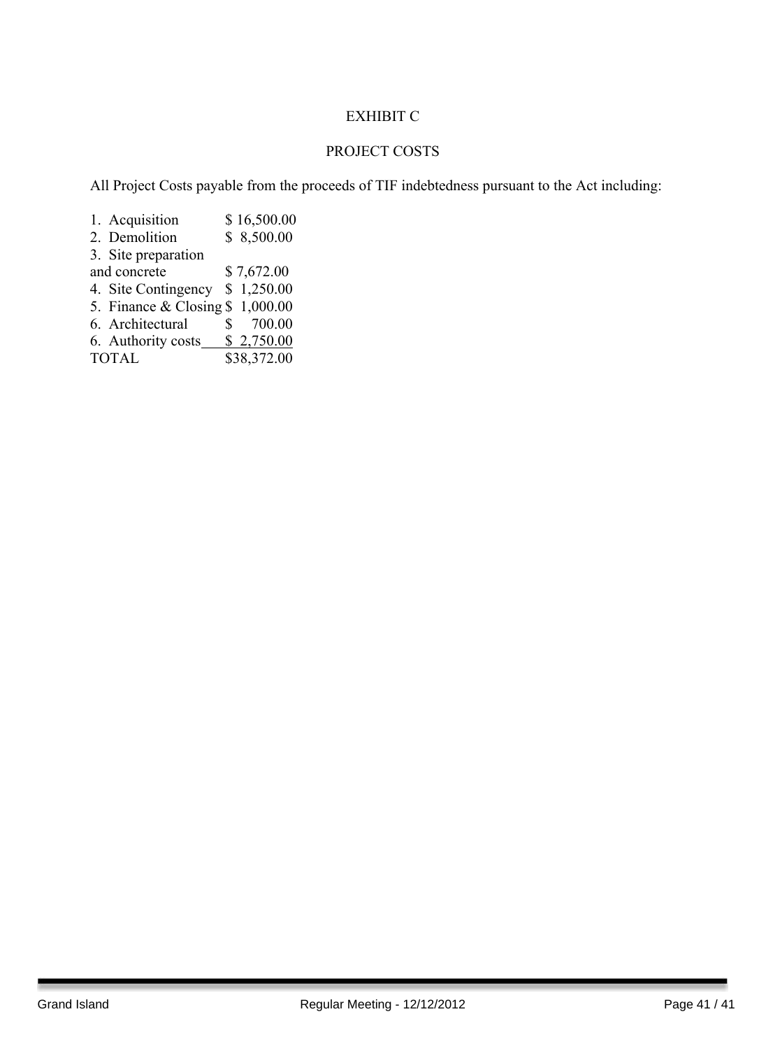EXHIBIT C

PROJECT COSTS

All Project Costs payable from the proceeds of TIF indebtedness pursuant to the Act including:

| | |
|---|---|
| 1. Acquisition | $ 16,500.00 |
| 2. Demolition | $ 8,500.00 |
| 3. Site preparation and concrete | $ 7,672.00 |
| 4. Site Contingency | $ 1,250.00 |
| 5. Finance & Closing | $ 1,000.00 |
| 6. Architectural | $ 700.00 |
| 6. Authority costs | $ 2,750.00 |
| TOTAL | $38,372.00 |